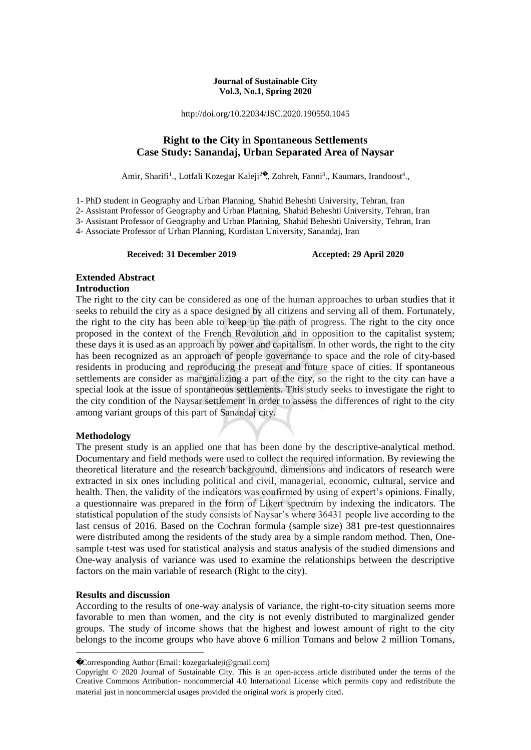**Journal of Sustainable City**
**Vol.3, No.1, Spring 2020**

http://doi.org/10.22034/JSC.2020.190550.1045

# Right to the City in Spontaneous Settlements Case Study: Sanandaj, Urban Separated Area of Naysar

Amir, Sharifi[1]., Lotfali Kozegar Kaleji[2]�, Zohreh, Fanni[3]., Kaumars, Irandoost[4].,

1- PhD student in Geography and Urban Planning, Shahid Beheshti University, Tehran, Iran
2- Assistant Professor of Geography and Urban Planning, Shahid Beheshti University, Tehran, Iran
3- Assistant Professor of Geography and Urban Planning, Shahid Beheshti University, Tehran, Iran
4- Associate Professor of Urban Planning, Kurdistan University, Sanandaj, Iran

**Received: 31 December 2019** **Accepted: 29 April 2020**

## Extended Abstract

### Introduction

The right to the city can be considered as one of the human approaches to urban studies that it seeks to rebuild the city as a space designed by all citizens and serving all of them. Fortunately, the right to the city has been able to keep up the path of progress. The right to the city once proposed in the context of the French Revolution and in opposition to the capitalist system; these days it is used as an approach by power and capitalism. In other words, the right to the city has been recognized as an approach of people governance to space and the role of city-based residents in producing and reproducing the present and future space of cities. If spontaneous settlements are consider as marginalizing a part of the city, so the right to the city can have a special look at the issue of spontaneous settlements. This study seeks to investigate the right to the city condition of the Naysar settlement in order to assess the differences of right to the city among variant groups of this part of Sanandaj city.

### Methodology

The present study is an applied one that has been done by the descriptive-analytical method. Documentary and field methods were used to collect the required information. By reviewing the theoretical literature and the research background, dimensions and indicators of research were extracted in six ones including political and civil, managerial, economic, cultural, service and health. Then, the validity of the indicators was confirmed by using of expert's opinions. Finally, a questionnaire was prepared in the form of Likert spectrum by indexing the indicators. The statistical population of the study consists of Naysar's where 36431 people live according to the last census of 2016. Based on the Cochran formula (sample size) 381 pre-test questionnaires were distributed among the residents of the study area by a simple random method. Then, One-sample t-test was used for statistical analysis and status analysis of the studied dimensions and One-way analysis of variance was used to examine the relationships between the descriptive factors on the main variable of research (Right to the city).

### Results and discussion

According to the results of one-way analysis of variance, the right-to-city situation seems more favorable to men than women, and the city is not evenly distributed to marginalized gender groups. The study of income shows that the highest and lowest amount of right to the city belongs to the income groups who have above 6 million Tomans and below 2 million Tomans,

---

�Corresponding Author (Email: kozegarkaleji@gmail.com)

Copyright © 2020 Journal of Sustainable City. This is an open-access article distributed under the terms of the Creative Commons Attribution- noncommercial 4.0 International License which permits copy and redistribute the material just in noncommercial usages provided the original work is properly cited.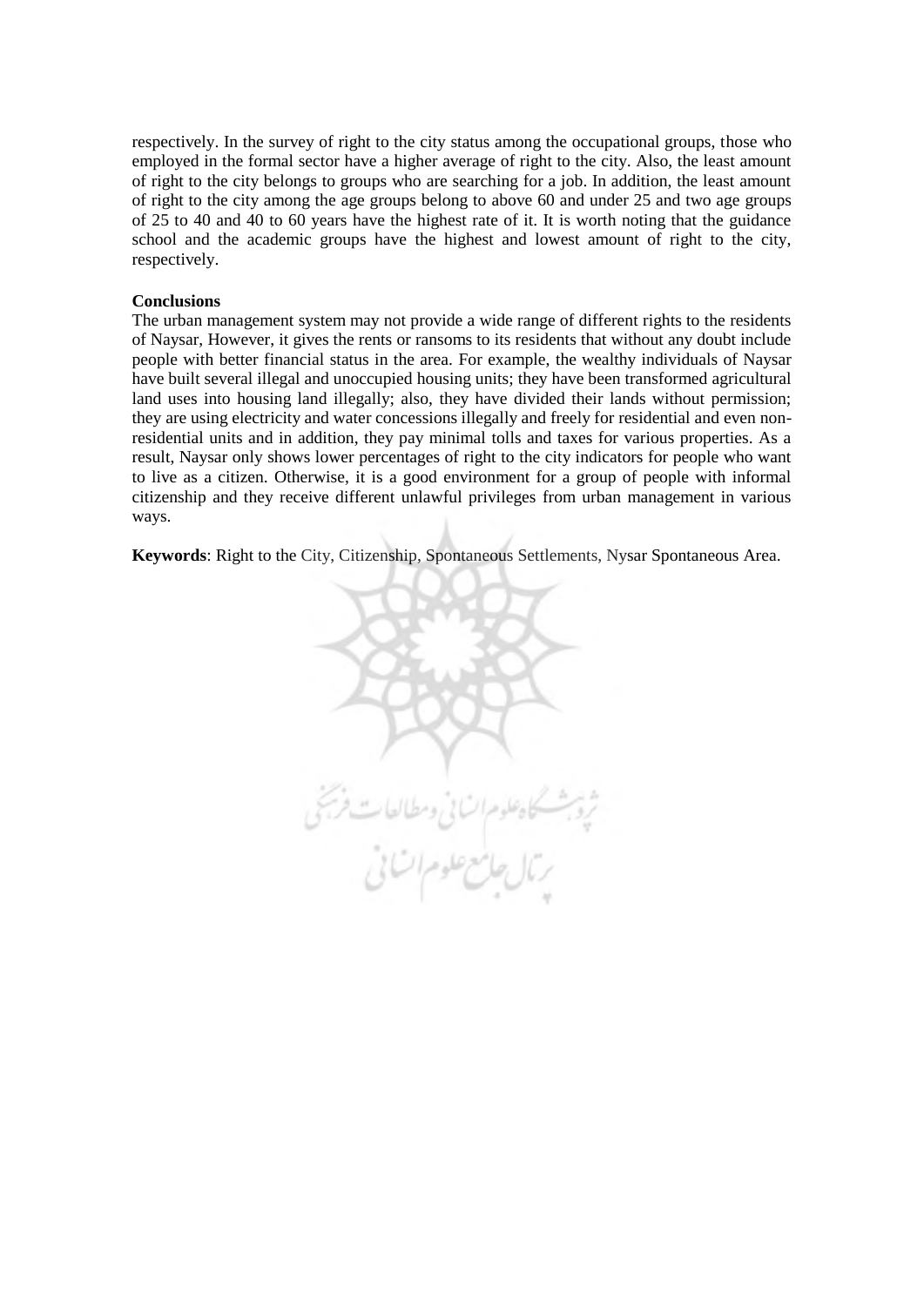respectively. In the survey of right to the city status among the occupational groups, those who employed in the formal sector have a higher average of right to the city. Also, the least amount of right to the city belongs to groups who are searching for a job. In addition, the least amount of right to the city among the age groups belong to above 60 and under 25 and two age groups of 25 to 40 and 40 to 60 years have the highest rate of it. It is worth noting that the guidance school and the academic groups have the highest and lowest amount of right to the city, respectively.

**Conclusions**

The urban management system may not provide a wide range of different rights to the residents of Naysar, However, it gives the rents or ransoms to its residents that without any doubt include people with better financial status in the area. For example, the wealthy individuals of Naysar have built several illegal and unoccupied housing units; they have been transformed agricultural land uses into housing land illegally; also, they have divided their lands without permission; they are using electricity and water concessions illegally and freely for residential and even non-residential units and in addition, they pay minimal tolls and taxes for various properties. As a result, Naysar only shows lower percentages of right to the city indicators for people who want to live as a citizen. Otherwise, it is a good environment for a group of people with informal citizenship and they receive different unlawful privileges from urban management in various ways.

**Keywords**: Right to the City, Citizenship, Spontaneous Settlements, Nysar Spontaneous Area.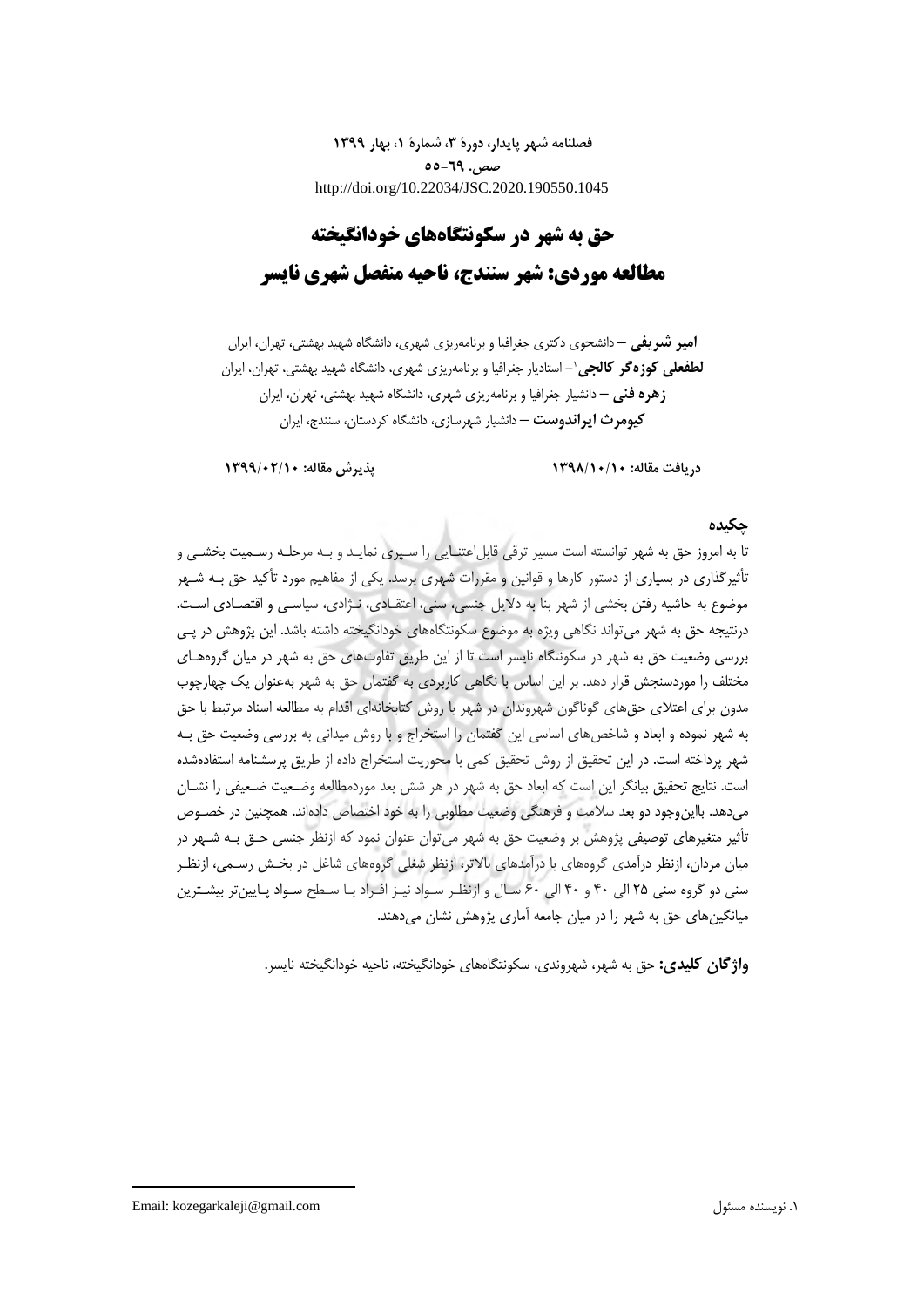فصلنامه شهر پایدار، دورهٔ ۳، شمارهٔ ۱، بهار ۱۳۹۹

صص. ۶۹-۵۵

http://doi.org/10.22034/JSC.2020.190550.1045

# حق به شهر در سکونتگاه‌های خودانگیخته

# مطالعه موردی: شهر سنندج، ناحیه منفصل شهری نایسر

**امیر شریفی** – دانشجوی دکتری جغرافیا و برنامه‌ریزی شهری، دانشگاه شهید بهشتی، تهران، ایران

**لطفعلی کوزه‌گر کالجی**[1]– استادیار جغرافیا و برنامه‌ریزی شهری، دانشگاه شهید بهشتی، تهران، ایران

**زهره فنی** – دانشیار جغرافیا و برنامه‌ریزی شهری، دانشگاه شهید بهشتی، تهران، ایران

**کیومرث ایراندوست** – دانشیار شهرسازی، دانشگاه کردستان، سنندج، ایران

**دریافت مقاله: ۱۳۹۸/۱۰/۱۰** **پذیرش مقاله: ۱۳۹۹/۰۲/۱۰**

## چکیده

تا به امروز حق به شهر توانسته است مسیر ترقی قابل‌اعتنایی را سپری نماید و به مرحله رسمیت بخشی و تأثیرگذاری در بسیاری از دستور کارها و قوانین و مقررات شهری برسد. یکی از مفاهیم مورد تأکید حق به شهر موضوع به حاشیه رفتن بخشی از شهر بنا به دلایل جنسی، سنی، اعتقادی، نژادی، سیاسی و اقتصادی است. درنتیجه حق به شهر می‌تواند نگاهی ویژه به موضوع سکونتگاه‌های خودانگیخته داشته باشد. این پژوهش در پی بررسی وضعیت حق به شهر در سکونتگاه نایسر است تا از این طریق تفاوت‌های حق به شهر در میان گروه‌های مختلف را موردسنجش قرار دهد. بر این اساس با نگاهی کاربردی به گفتمان حق به شهر به‌عنوان یک چهارچوب مدون برای اعتلای حق‌های گوناگون شهروندان در شهر با روش کتابخانه‌ای اقدام به مطالعه اسناد مرتبط با حق به شهر نموده و ابعاد و شاخص‌های اساسی این گفتمان را استخراج و با روش میدانی به بررسی وضعیت حق به شهر پرداخته است. در این تحقیق از روش تحقیق کمی با محوریت استخراج داده از طریق پرسشنامه استفاده‌شده است. نتایج تحقیق بیانگر این است که ابعاد حق به شهر در هر شش بعد موردمطالعه وضعیت ضعیفی را نشان می‌دهد. بااین‌وجود دو بعد سلامت و فرهنگی وضعیت مطلوبی را به خود اختصاص داده‌اند. همچنین در خصوص تأثیر متغیرهای توصیفی پژوهش بر وضعیت حق به شهر می‌توان عنوان نمود که ازنظر جنسی حق به شهر در میان مردان، ازنظر درآمدی گروه‌های با درآمدهای بالاتر، ازنظر شغلی گروه‌های شاغل در بخش رسمی، ازنظر سنی دو گروه سنی ۲۵ الی ۴۰ و ۴۰ الی ۶۰ سال و ازنظر سواد نیز افراد با سطح سواد پایین‌تر بیشترین میانگین‌های حق به شهر را در میان جامعه آماری پژوهش نشان می‌دهند.

**واژگان کلیدی:** حق به شهر، شهروندی، سکونتگاه‌های خودانگیخته، ناحیه خودانگیخته نایسر.

---

۱. نویسنده مسئول Email: kozegarkaleji@gmail.com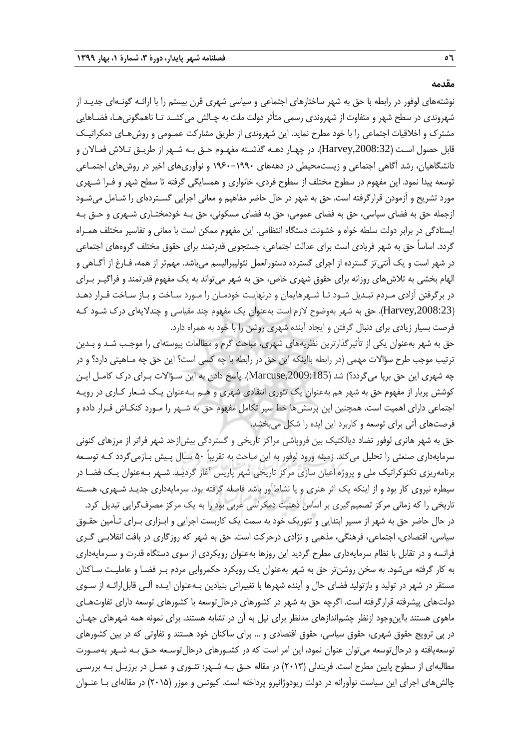## مقدمه

نوشته‌های لوفور در رابطه با حق به شهر ساختارهای اجتماعی و سیاسی شهری قرن بیستم را با ارائه گونه‌ای جدید از شهروندی در سطح شهر و متفاوت از شهروندی رسمی متأثر دولت ملت به چالش می‌کشد تا ناهمگونی‌ها، فضاهایی مشترک و اخلاقیات اجتماعی را با خود مطرح نماید. این شهروندی از طریق مشارکت عمومی و روش‌های دمکراتیک قابل حصول است (Harvey,2008:32). در چهار دهه گذشته مفهوم حق به شهر از طریق تلاش فعالان و دانشگاهیان، رشد آگاهی اجتماعی و زیست‌محیطی در دهه‌های ۱۹۹۰–۱۹۶۰ و نوآوری‌های اخیر در روش‌های اجتماعی توسعه پیدا نمود. این مفهوم در سطوح مختلف از سطوح فردی، خانواری و همسایگی گرفته تا سطح شهر و فرا شهری مورد تشریح و آزمودن قرارگرفته است. حق به شهر در حال حاضر مفاهیم و معانی اجرایی گسترده‌ای را شامل می‌شود ازجمله حق به فضای سیاسی، حق به فضای عمومی، حق به فضای مسکونی، حق به خودمختاری شهری و حق به ایستادگی در برابر دولت سلطه خواه و خشونت دستگاه انتظامی. این مفهوم ممکن است با معانی و تفاسیر مختلف همراه گردد. اساساً حق به شهر فریادی است برای عدالت اجتماعی، جستجویی قدرتمند برای حقوق مختلف گروه‌های اجتماعی در شهر است و یک آنتی‌تز گسترده از اجرای گسترده دستورالعمل نئولیبرالیسم می‌باشد. مهم‌تر از همه، فارغ از آگاهی و الهام بخشی به تلاش‌های روزانه برای حقوق شهری خاص، حق به شهر می‌تواند به یک مفهوم قدرتمند و فراگیر برای در برگرفتن آزادی مردم تبدیل شود تا شهرهایمان و درنهایت خودمان را مورد ساخت و باز ساخت قرار دهد (Harvey,2008:23). حق به شهر به‌وضوح لازم است به‌عنوان یک مفهوم چند مقیاسی و چندلایه‌ای درک شود که فرصت بسیار زیادی برای دنبال گرفتن و ایجاد آینده شهری روشن را با خود به همراه دارد.

حق به شهر به‌عنوان یکی از تأثیرگذارترین نظریه‌های شهری، مباحث گرم و مطالعات پیوسته‌ای را موجب شد و بدین ترتیب موجب طرح سؤالات مهمی (در رابطه بااینکه این حق در رابطه با چه کسی است؟ این حق چه ماهیتی دارد؟ و در چه شهری این حق برپا می‌گردد؟) شد (Marcuse,2009:185). پاسخ دادن به این سؤالات برای درک کامل این کوشش پربار از مفهوم حق به شهر هم به‌عنوان یک تئوری انتقادی شهری و هم به‌عنوان یک شعار کاری در رویه اجتماعی دارای اهمیت است. همچنین این پرسش‌ها خط سیر تکامل مفهوم حق به شهر را مورد کنکاش قرار داده و فرصت‌های آتی برای توسعه و کاربرد این ایده را شکل می‌بخشد.

حق به شهر هانری لوفور تضاد دیالکتیک بین فروپاشی مراکز تاریخی و گستردگی بیش‌ازحد شهر فراتر از مرزهای کنونی سرمایه‌داری صنعتی را تحلیل می‌کند. زمینه ورود لوفور به این مباحث به تقریباً ۵۰ سال پیش بازمی‌گردد که توسعه برنامه‌ریزی تکنوکراتیک ملی و پروژه اعیان سازی مرکز تاریخی شهر پاریس آغاز گردید. شهر به‌عنوان یک فضا در سیطره نیروی کار بود و از اینکه اثر هنری و یا نشاط‌آور باشد فاصله گرفته بود. سرمایه‌داری جدید شهری، هسته تاریخی را که زمانی مرکز تصمیم‌گیری بر اساس ذهنیت دمکراسی غربی بود را به یک مرکز مصرف‌گرایی تبدیل کرد.

در حال حاضر حق به شهر از مسیر ابتدایی و تئوریک خود به سمت یک کاربست اجرایی و ابزاری برای تأمین حقوق سیاسی، اقتصادی، اجتماعی، فرهنگی، مذهبی و نژادی درحرکت است. حق به شهر که روزگاری در بافت انقلابی گری فرانسه و در تقابل با نظام سرمایه‌داری مطرح گردید این روزها به‌عنوان رویکردی از سوی دستگاه قدرت و سرمایه‌داری به کار گرفته می‌شود. به سخن روشن‌تر حق به شهر به‌عنوان یک رویکرد حکمروایی مردم بر فضا و عاملیت ساکنان مستقر در شهر در تولید و بازتولید فضای حال و آینده شهرها با تغییراتی بنیادین به‌عنوان ایده آلی قابل‌ارائه از سوی دولت‌های پیشرفته قرارگرفته است. اگرچه حق به شهر در کشورهای درحال‌توسعه با کشورهای توسعه دارای تفاوت‌های ماهوی هستند بااین‌وجود ازنظر چشم‌اندازهای مدنظر برای نیل به آن در تشابه هستند. برای نمونه همه شهرهای جهان در پی ترویج حقوق شهری، حقوق سیاسی، حقوق اقتصادی و ... برای ساکنان خود هستند و تفاوتی که در بین کشورهای توسعه‌یافته و درحال‌توسعه می‌توان عنوان نمود، این امر است که در کشورهای درحال‌توسعه حق به شهر به‌صورت مطالبه‌ای از سطوح پایین مطرح است. فریندلی (۲۰۱۳) در مقاله حق به شهر: تئوری و عمل در برزیل به بررسی چالش‌های اجرای این سیاست نوآورانه در دولت ریودوژانیرو پرداخته است. کیوتس و موزر (۲۰۱۵) در مقاله‌ای با عنوان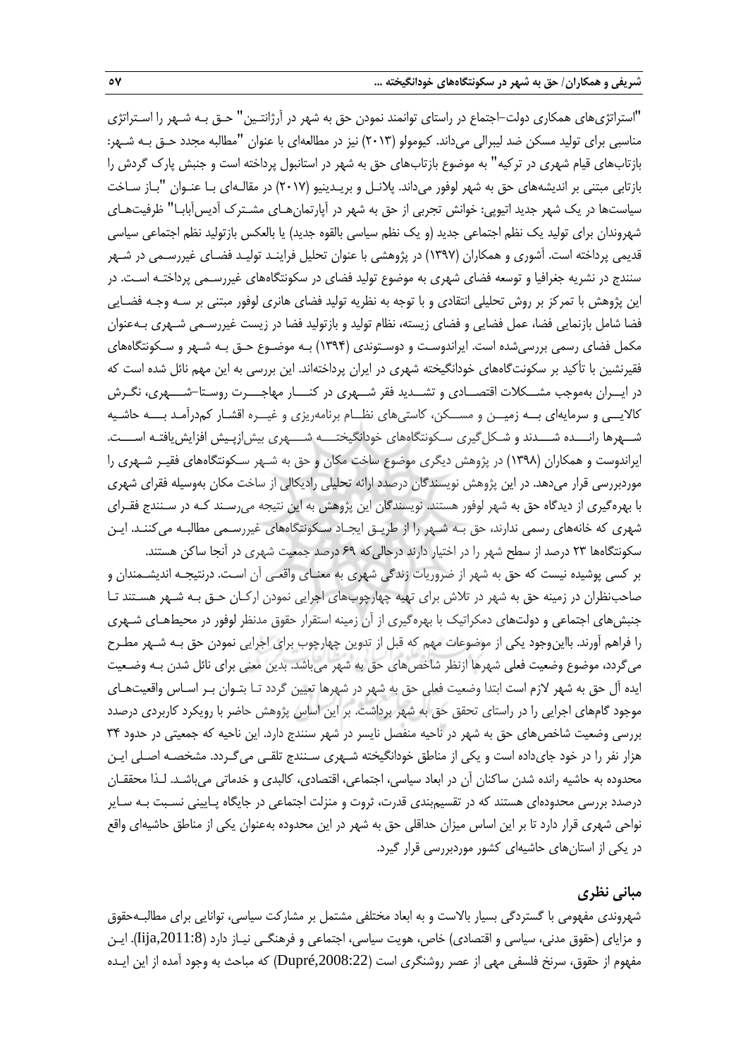"استراتژی‌های همکاری دولت–اجتماع در راستای توانمند نمودن حق به شهر در آرژانتین" حق به شهر را استراتژی مناسبی برای تولید مسکن ضد لیبرالی می‌داند. کیومولو (۲۰۱۳) نیز در مطالعه‌ای با عنوان "مطالبه مجدد حق به شهر: بازتاب‌های قیام شهری در ترکیه" به موضوع بازتاب‌های حق به شهر در استانبول پرداخته است و جنبش پارک گردش را بازتابی مبتنی بر اندیشه‌های حق به شهر لوفور می‌داند. پلانل و بریدینیو (۲۰۱۷) در مقاله‌ای با عنوان "باز ساخت سیاست‌ها در یک شهر جدید اتیوپی: خوانش تجربی از حق به شهر در آپارتمان‌های مشترک آدیس‌آبابا" ظرفیت‌های شهروندان برای تولید یک نظم اجتماعی جدید (و یک نظم سیاسی بالقوه جدید) یا بالعکس بازتولید نظم اجتماعی سیاسی قدیمی پرداخته است. آشوری و همکاران (۱۳۹۷) در پژوهشی با عنوان تحلیل فرایند تولید فضای غیررسمی در شهر سنندج در نشریه جغرافیا و توسعه فضای شهری به موضوع تولید فضای در سکونتگاه‌های غیررسمی پرداخته است. در این پژوهش با تمرکز بر روش تحلیلی انتقادی و با توجه به نظریه تولید فضای هانری لوفور مبتنی بر سه وجه فضایی فضا شامل بازنمایی فضا، عمل فضایی و فضای زیسته، نظام تولید و بازتولید فضا در زیست غیررسمی شهری به‌عنوان مکمل فضای رسمی بررسی‌شده است. ایراندوست و دوستوندی (۱۳۹۴) به موضوع حق به شهر و سکونتگاه‌های فقیرنشین با تأکید بر سکونت‌گاه‌های خودانگیخته شهری در ایران پرداخته‌اند. این بررسی به این مهم نائل شده است که در ایران به‌موجب مشکلات اقتصادی و تشدید فقر شهری در کنار مهاجرت روستا–شهری، نگرش کالایی و سرمایه‌ای به زمین و مسکن، کاستی‌های نظام برنامه‌ریزی و غیره اقشار کم‌درآمد به حاشیه شهرها رانده شدند و شکل‌گیری سکونتگاه‌های خودانگیخته شهری بیش‌ازپیش افزایش‌یافته است. ایراندوست و همکاران (۱۳۹۸) در پژوهش دیگری موضوع ساخت مکان و حق به شهر سکونتگاه‌های فقیر شهری را موردبررسی قرار می‌دهد. در این پژوهش نویسندگان درصدد ارائه تحلیلی رادیکالی از ساخت مکان به‌وسیله فقرای شهری با بهره‌گیری از دیدگاه حق به شهر لوفور هستند. نویسندگان این پژوهش به این نتیجه می‌رسند که در سنندج فقرای شهری که خانه‌های رسمی ندارند، حق به شهر را از طریق ایجاد سکونتگاه‌های غیررسمی مطالبه می‌کنند. این سکونتگاه‌ها ۲۳ درصد از سطح شهر را در اختیار دارند درحالی‌که ۶۹ درصد جمعیت شهری در آنجا ساکن هستند.

بر کسی پوشیده نیست که حق به شهر از ضروریات زندگی شهری به معنای واقعی آن است. درنتیجه اندیشمندان و صاحب‌نظران در زمینه حق به شهر در تلاش برای تهیه چهارچوب‌های اجرایی نمودن ارکان حق به شهر هستند تا جنبش‌های اجتماعی و دولت‌های دمکراتیک با بهره‌گیری از آن زمینه استقرار حقوق مدنظر لوفور در محیط‌های شهری را فراهم آورند. بااین‌وجود یکی از موضوعات مهم که قبل از تدوین چهارچوب برای اجرایی نمودن حق به شهر مطرح می‌گردد، موضوع وضعیت فعلی شهرها ازنظر شاخص‌های حق به شهر می‌باشد. بدین معنی برای نائل شدن به وضعیت ایده آل حق به شهر لازم است ابتدا وضعیت فعلی حق به شهر در شهرها تعیین گردد تا بتوان بر اساس واقعیت‌های موجود گام‌های اجرایی را در راستای تحقق حق به شهر برداشت. بر این اساس پژوهش حاضر با رویکرد کاربردی درصدد بررسی وضعیت شاخص‌های حق به شهر در ناحیه منفصل نایسر در شهر سنندج دارد. این ناحیه که جمعیتی در حدود ۳۴ هزار نفر را در خود جای‌داده است و یکی از مناطق خودانگیخته شهری سنندج تلقی می‌گردد. مشخصه اصلی این محدوده به حاشیه رانده شدن ساکنان آن در ابعاد سیاسی، اجتماعی، اقتصادی، کالبدی و خدماتی می‌باشد. لذا محققان درصدد بررسی محدوده‌ای هستند که در تقسیم‌بندی قدرت، ثروت و منزلت اجتماعی در جایگاه پایینی نسبت به سایر نواحی شهری قرار دارد تا بر این اساس میزان حداقلی حق به شهر در این محدوده به‌عنوان یکی از مناطق حاشیه‌ای واقع در یکی از استان‌های حاشیه‌ای کشور موردبررسی قرار گیرد.

## مبانی نظری

شهروندی مفهومی با گستردگی بسیار بالاست و به ابعاد مختلفی مشتمل بر مشارکت سیاسی، توانایی برای مطالبه‌حقوق و مزایای (حقوق مدنی، سیاسی و اقتصادی) خاص، هویت سیاسی، اجتماعی و فرهنگی نیاز دارد (Iija,2011:8). این مفهوم از حقوق، سرنخ فلسفی مهی از عصر روشنگری است (Dupré,2008:22) که مباحث به وجود آمده از این ایده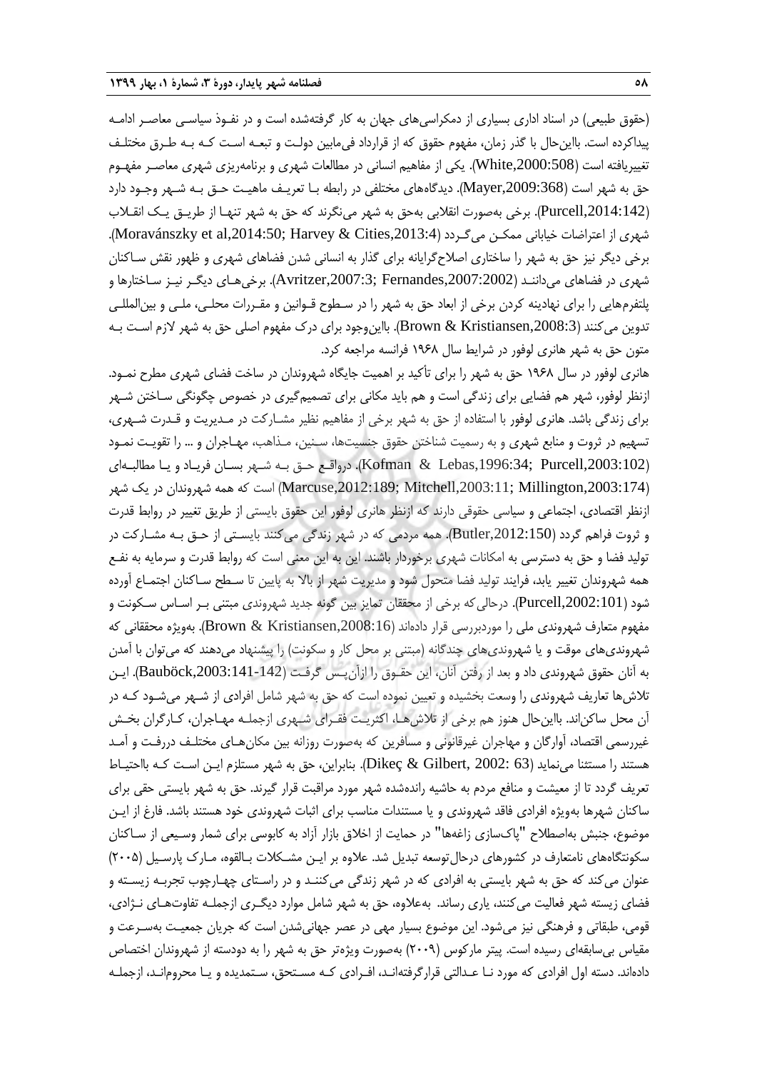(حقوق طبیعی) در اسناد اداری بسیاری از دمکراسی‌های جهان به کار گرفته‌شده است و در نفوذ سیاسی معاصر ادامه پیداکرده است. بااین‌حال با گذر زمان، مفهوم حقوق که از قرارداد فی‌مابین دولت و تبعه است که به طرق مختلف تغییریافته است (White,2000:508). یکی از مفاهیم انسانی در مطالعات شهری و برنامه‌ریزی شهری معاصر مفهوم حق به شهر است (Mayer,2009:368). دیدگاه‌های مختلفی در رابطه با تعریف ماهیت حق به شهر وجود دارد (Purcell,2014:142). برخی به‌صورت انقلابی به‌حق به شهر می‌نگرند که حق به شهر تنها از طریق یک انقلاب شهری از اعتراضات خیابانی ممکن می‌گردد (Moravánszky et al,2014:50; Harvey & Cities,2013:4). برخی دیگر نیز حق به شهر را ساختاری اصلاح‌گرایانه برای گذار به انسانی شدن فضاهای شهری و ظهور نقش ساکنان شهری در فضاهای می‌دانند (Avritzer,2007:3; Fernandes,2007:2002). برخی‌های دیگر نیز ساختارها و پلتفرم‌هایی را برای نهادینه کردن برخی از ابعاد حق به شهر را در سطوح قوانین و مقررات محلی، ملی و بین‌المللی تدوین می‌کنند (Brown & Kristiansen,2008:3). بااین‌وجود برای درک مفهوم اصلی حق به شهر لازم است به متون حق به شهر هانری لوفور در شرایط سال ۱۹۶۸ فرانسه مراجعه کرد.

هانری لوفور در سال ۱۹۶۸ حق به شهر را برای تأکید بر اهمیت جایگاه شهروندان در ساخت فضای شهری مطرح نمود. ازنظر لوفور، شهر هم فضایی برای زندگی است و هم باید مکانی برای تصمیم‌گیری در خصوص چگونگی ساختن شهر برای زندگی باشد. هانری لوفور با استفاده از حق به شهر برخی از مفاهیم نظیر مشارکت در مدیریت و قدرت شهری، تسهیم در ثروت و منابع شهری و به رسمیت شناختن حقوق جنسیت‌ها، سنین، مذاهب، مهاجران و ... را تقویت نمود (Kofman & Lebas,1996:34; Purcell,2003:102). درواقع حق به شهر بسان فریاد و یا مطالبه‌ای (Marcuse,2012:189; Mitchell,2003:11; Millington,2003:174) است که همه شهروندان در یک شهر ازنظر اقتصادی، اجتماعی و سیاسی حقوقی دارند که ازنظر هانری لوفور این حقوق بایستی از طریق تغییر در روابط قدرت و ثروت فراهم گردد (Butler,2012:150). همه مردمی که در شهر زندگی می‌کنند بایستی از حق به مشارکت در تولید فضا و حق به دسترسی به امکانات شهری برخوردار باشند. این به این معنی است که روابط قدرت و سرمایه به نفع همه شهروندان تغییر یابد، فرایند تولید فضا متحول شود و مدیریت شهر از بالا به پایین تا سطح ساکنان اجتماع آورده شود (Purcell,2002:101). درحالی‌که برخی از محققان تمایز بین گونه جدید شهروندی مبتنی بر اساس سکونت و مفهوم متعارف شهروندی ملی را موردبررسی قرار داده‌اند (Brown & Kristiansen,2008:16). به‌ویژه محققانی که شهروندی‌های موقت و یا شهروندی‌های چندگانه (مبتنی بر محل کار و سکونت) را پیشنهاد می‌دهند که می‌توان با آمدن به آنان حقوق شهروندی داد و بعد از رفتن آنان، این حقوق را ازآن‌پس گرفت (Bauböck,2003:141-142). این تلاش‌ها تعاریف شهروندی را وسعت بخشیده و تعیین نموده است که حق به شهر شامل افرادی از شهر می‌شود که در آن محل ساکن‌اند. بااین‌حال هنوز هم برخی از تلاش‌ها، اکثریت فقرای شهری ازجمله مهاجران، کارگران بخش غیررسمی اقتصاد، آوارگان و مهاجران غیرقانونی و مسافرین که به‌صورت روزانه بین مکان‌های مختلف دررفت و آمد هستند را مستثنا می‌نماید (Dikeç & Gilbert, 2002: 63). بنابراین، حق به شهر مستلزم این است که بااحتیاط تعریف گردد تا از معیشت و منافع مردم به حاشیه رانده‌شده شهر مورد مراقبت قرار گیرند. حق به شهر بایستی حقی برای ساکنان شهرها به‌ویژه افرادی فاقد شهروندی و یا مستندات مناسب برای اثبات شهروندی خود هستند باشد. فارغ از این موضوع، جنبش به‌اصطلاح "پاک‌سازی زاغه‌ها" در حمایت از اخلاق بازار آزاد به کابوسی برای شمار وسیعی از ساکنان سکونتگاه‌های نامتعارف در کشورهای درحال‌توسعه تبدیل شد. علاوه بر این مشکلات بالقوه، مارک پارسیل (۲۰۰۵) عنوان می‌کند که حق به شهر بایستی به افرادی که در شهر زندگی می‌کنند و در راستای چهارچوب تجربه زیسته و فضای زیسته شهر فعالیت می‌کنند، یاری رساند. به‌علاوه، حق به شهر شامل موارد دیگری ازجمله تفاوت‌های نژادی، قومی، طبقاتی و فرهنگی نیز می‌شود. این موضوع بسیار مهی در عصر جهانی‌شدن است که جریان جمعیت به‌سرعت و مقیاس بی‌سابقه‌ای رسیده است. پیتر مارکوس (۲۰۰۹) به‌صورت ویژه‌تر حق به شهر را به دودسته از شهروندان اختصاص داده‌اند. دسته اول افرادی که مورد نا عدالتی قرارگرفته‌اند، افرادی که مستحق، ستمدیده و یا محروم‌اند، ازجمله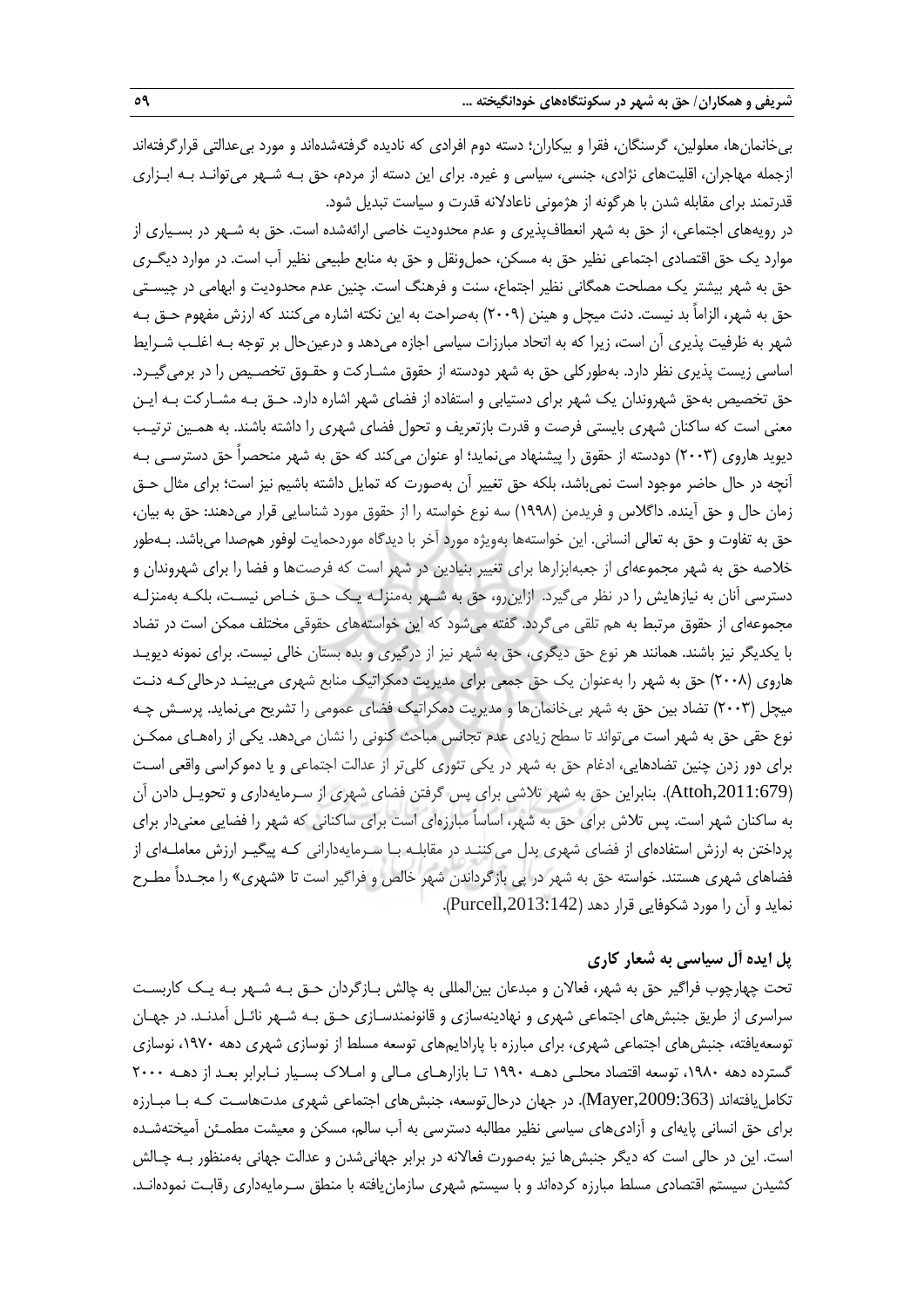بی‌خانمان‌ها، معلولین، گرسنگان، فقرا و بیکاران؛ دسته دوم افرادی که نادیده گرفته‌شده‌اند و مورد بی‌عدالتی قرارگرفته‌اند ازجمله مهاجران، اقلیت‌های نژادی، جنسی، سیاسی و غیره. برای این دسته از مردم، حق به شهر می‌تواند به ابزاری قدرتمند برای مقابله شدن با هرگونه از هژمونی ناعادلانه قدرت و سیاست تبدیل شود.

در رویه‌های اجتماعی، از حق به شهر انعطاف‌پذیری و عدم محدودیت خاصی ارائه‌شده است. حق به شهر در بسیاری از موارد یک حق اقتصادی اجتماعی نظیر حق به مسکن، حمل‌ونقل و حق به منابع طبیعی نظیر آب است. در موارد دیگری حق به شهر بیشتر یک مصلحت همگانی نظیر اجتماع، سنت و فرهنگ است. چنین عدم محدودیت و ابهامی در چیستی حق به شهر، الزاماً بد نیست. دنت میچل و هینن (۲۰۰۹) به‌صراحت به این نکته اشاره می‌کنند که ارزش مفهوم حق به شهر به ظرفیت پذیری آن است، زیرا که به اتحاد مبارزات سیاسی اجازه می‌دهد و درعین‌حال بر توجه به اغلب شرایط اساسی زیست پذیری نظر دارد. به‌طورکلی حق به شهر دودسته از حقوق مشارکت و حقوق تخصیص را در برمی‌گیرد. حق تخصیص به‌حق شهروندان یک شهر برای دستیابی و استفاده از فضای شهر اشاره دارد. حق به مشارکت به این معنی است که ساکنان شهری بایستی فرصت و قدرت بازتعریف و تحول فضای شهری را داشته باشند. به همین ترتیب دیوید هاروی (۲۰۰۳) دودسته از حقوق را پیشنهاد می‌نماید؛ او عنوان می‌کند که حق به شهر منحصراً حق دسترسی به آنچه در حال حاضر موجود است نمی‌باشد، بلکه حق تغییر آن به‌صورت که تمایل داشته باشیم نیز است؛ برای مثال حق زمان حال و حق آینده. داگلاس و فریدمن (۱۹۹۸) سه نوع خواسته را از حقوق مورد شناسایی قرار می‌دهند: حق به بیان، حق به تفاوت و حق به تعالی انسانی. این خواسته‌ها به‌ویژه مورد آخر با دیدگاه موردحمایت لوفور هم‌صدا می‌باشد. به‌طور خلاصه حق به شهر مجموعه‌ای از جعبه‌ابزارها برای تغییر بنیادین در شهر است که فرصت‌ها و فضا را برای شهروندان و دسترسی آنان به نیازهایش را در نظر می‌گیرد. ازاین‌رو، حق به شهر به‌منزله یک حق خاص نیست، بلکه به‌منزله مجموعه‌ای از حقوق مرتبط به هم تلقی می‌گردد. گفته می‌شود که این خواسته‌های حقوقی مختلف ممکن است در تضاد با یکدیگر نیز باشند. همانند هر نوع حق دیگری، حق به شهر نیز از درگیری و بده بستان خالی نیست. برای نمونه دیوید هاروی (۲۰۰۸) حق به شهر را به‌عنوان یک حق جمعی برای مدیریت دمکراتیک منابع شهری می‌بیند درحالی‌که دنت میچل (۲۰۰۳) تضاد بین حق به شهر بی‌خانمان‌ها و مدیریت دمکراتیک فضای عمومی را تشریح می‌نماید. پرسش چه نوع حقی حق به شهر است می‌تواند تا سطح زیادی عدم تجانس مباحث کنونی را نشان می‌دهد. یکی از راه‌های ممکن برای دور زدن چنین تضادهایی، ادغام حق به شهر در یکی تئوری کلی‌تر از عدالت اجتماعی و یا دموکراسی واقعی است (Attoh,2011:679). بنابراین حق به شهر تلاشی برای پس گرفتن فضای شهری از سرمایه‌داری و تحویل دادن آن به ساکنان شهر است. پس تلاش برای حق به شهر، اساساً مبارزه‌ای است برای ساکنانی که شهر را فضایی معنی‌دار برای پرداختن به ارزش استفاده‌ای از فضای شهری بدل می‌کنند در مقابله با سرمایه‌دارانی که پیگیر ارزش معامله‌ای از فضاهای شهری هستند. خواسته حق به شهر در پی بازگرداندن شهر خالص و فراگیر است تا «شهری» را مجدداً مطرح نماید و آن را مورد شکوفایی قرار دهد (Purcell,2013:142).

## پل ایده آل سیاسی به شعار کاری

تحت چهارچوب فراگیر حق به شهر، فعالان و مبدعان بین‌المللی به چالش بازگردان حق به شهر به یک کاربست سراسری از طریق جنبش‌های اجتماعی شهری و نهادینه‌سازی و قانونمندسازی حق به شهر نائل آمدند. در جهان توسعه‌یافته، جنبش‌های اجتماعی شهری، برای مبارزه با پارادایم‌های توسعه مسلط از نوسازی شهری دهه ۱۹۷۰، نوسازی گسترده دهه ۱۹۸۰، توسعه اقتصاد محلی دهه ۱۹۹۰ تا بازارهای مالی و املاک بسیار نابرابر بعد از دهه ۲۰۰۰ تکامل‌یافته‌اند (Mayer,2009:363). در جهان درحال‌توسعه، جنبش‌های اجتماعی شهری مدت‌هاست که با مبارزه برای حق انسانی پایه‌ای و آزادی‌های سیاسی نظیر مطالبه دسترسی به آب سالم، مسکن و معیشت مطمئن آمیخته‌شده است. این در حالی است که دیگر جنبش‌ها نیز به‌صورت فعالانه در برابر جهانی‌شدن و عدالت جهانی به‌منظور به چالش کشیدن سیستم اقتصادی مسلط مبارزه کرده‌اند و با سیستم شهری سازمان‌یافته با منطق سرمایه‌داری رقابت نموده‌اند.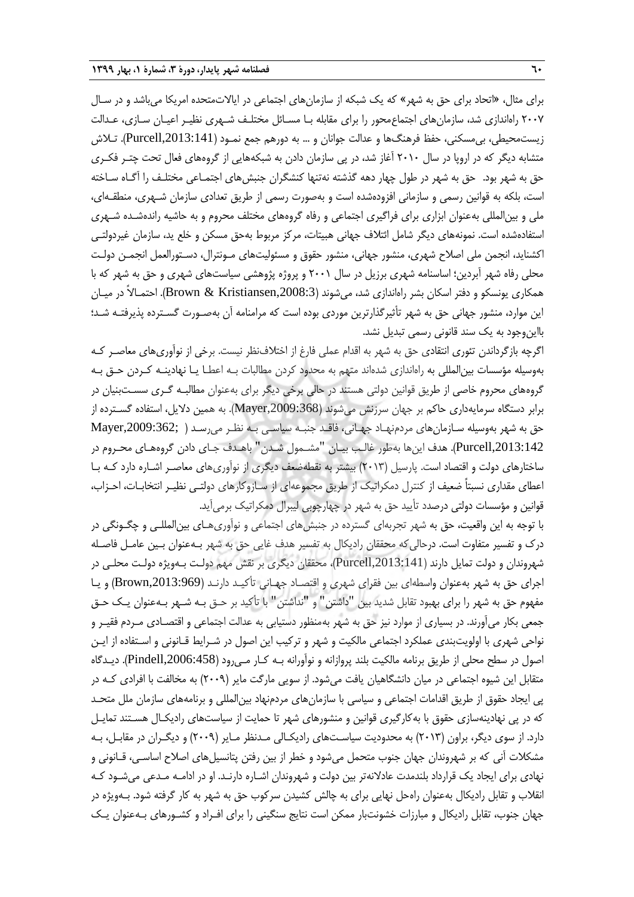برای مثال، «اتحاد برای حق به شهر» که یک شبکه از سازمان‌های اجتماعی در ایالات‌متحده امریکا می‌باشد و در سال ۲۰۰۷ راه‌اندازی شد، سازمان‌های اجتماع‌محور را برای مقابله با مسائل مختلف شهری نظیر اعیان سازی، عدالت زیست‌محیطی، بی‌مسکنی، حفظ فرهنگ‌ها و عدالت جوانان و ... به دورهم جمع نمود (Purcell,2013:141). تلاش متشابه دیگر که در اروپا در سال ۲۰۱۰ آغاز شد، در پی سازمان دادن به شبکه‌هایی از گروه‌های فعال تحت چتر فکری حق به شهر بود. حق به شهر در طول چهار دهه گذشته نه‌تنها کنشگران جنبش‌های اجتماعی مختلف را آگاه ساخته است، بلکه به قوانین رسمی و سازمانی افزوده‌شده است و به‌صورت رسمی از طریق تعدادی سازمان شهری، منطقه‌ای، ملی و بین‌المللی به‌عنوان ابزاری برای فراگیری اجتماعی و رفاه گروه‌های مختلف محروم و به حاشیه رانده‌شده شهری استفاده‌شده است. نمونه‌های دیگر شامل ائتلاف جهانی هبیتات، مرکز مربوط به‌حق مسکن و خلع ید، سازمان غیردولتی اکشناید، انجمن ملی اصلاح شهری، منشور جهانی، منشور حقوق و مسئولیت‌های مونترال، دستورالعمل انجمن دولت محلی رفاه شهر آبردین؛ اساسنامه شهری برزیل در سال ۲۰۰۱ و پروژه پژوهشی سیاست‌های شهری و حق به شهر که با همکاری یونسکو و دفتر اسکان بشر راه‌اندازی شد، می‌شوند (Brown & Kristiansen,2008:3). احتمالاً در میان این موارد، منشور جهانی حق به شهر تأثیرگذارترین موردی بوده است که مرامنامه آن به‌صورت گسترده پذیرفته شد؛ بااین‌وجود به یک سند قانونی رسمی تبدیل نشد.

اگرچه بازگرداندن تئوری انتقادی حق به شهر به اقدام عملی فارغ از اختلاف‌نظر نیست. برخی از نوآوری‌های معاصر که به‌وسیله مؤسسات بین‌المللی به راه‌اندازی شده‌اند متهم به محدود کردن مطالبات به اعطا یا نهادینه کردن حق به گروه‌های محروم خاصی از طریق قوانین دولتی هستند در حالی برخی دیگر برای به‌عنوان مطالبه گری سست‌بنیان در برابر دستگاه سرمایه‌داری حاکم بر جهان سرزنش می‌شوند (Mayer,2009:368). به همین دلایل، استفاده گسترده از حق به شهر به‌وسیله سازمان‌های مردم‌نهاد جهانی، فاقد جنبه سیاسی به نظر می‌رسد (Mayer,2009:362; Purcell,2013:142). هدف این‌ها به‌طور غالب بیان "مشمول شدن" باهدف جای دادن گروه‌های محروم در ساختارهای دولت و اقتصاد است. پارسیل (۲۰۱۳) بیشتر به نقطه‌ضعف دیگری از نوآوری‌های معاصر اشاره دارد که با اعطای مقداری نسبتاً ضعیف از کنترل دمکراتیک از طریق مجموعه‌ای از سازوکارهای دولتی نظیر انتخابات، احزاب، قوانین و مؤسسات دولتی درصدد تأیید حق به شهر در چهارچوبی لیبرال دمکراتیک برمی‌آید.

با توجه به این واقعیت، حق به شهر تجربه‌ای گسترده در جنبش‌های اجتماعی و نوآوری‌های بین‌المللی و چگونگی در درک و تفسیر متفاوت است. درحالی‌که محققان رادیکال به تفسیر هدف غایی حق به شهر به‌عنوان بین عامل فاصله شهروندان و دولت تمایل دارند (Purcell,2013:141)، محققان دیگری بر نقش مهم دولت به‌ویژه دولت محلی در اجرای حق به شهر به‌عنوان واسطه‌ای بین فقرای شهری و اقتصاد جهانی تأکید دارند (Brown,2013:969) و یا مفهوم حق به شهر را برای بهبود تقابل شدید بین "داشتن" و "نداشتن" با تأکید بر حق به شهر به‌عنوان یک حق جمعی بکار می‌آورند. در بسیاری از موارد نیز حق به شهر به‌منظور دستیابی به عدالت اجتماعی و اقتصادی مردم فقیر و نواحی شهری با اولویت‌بندی عملکرد اجتماعی مالکیت و شهر و ترکیب این اصول در شرایط قانونی و استفاده از این اصول در سطح محلی از طریق برنامه مالکیت بلند پروازانه و نوآورانه به کار می‌رود (Pindell,2006:458). دیدگاه متقابل این شیوه اجتماعی در میان دانشگاهیان یافت می‌شود. از سویی مارگت مایر (۲۰۰۹) به مخالفت با افرادی که در پی ایجاد حقوق از طریق اقدامات اجتماعی و سیاسی با سازمان‌های مردم‌نهاد بین‌المللی و برنامه‌های سازمان ملل متحد که در پی نهادینه‌سازی حقوق با به‌کارگیری قوانین و منشورهای شهر تا حمایت از سیاست‌های رادیکال هستند تمایل دارد. از سوی دیگر، براون (۲۰۱۳) به محدودیت سیاست‌های رادیکالی مدنظر مایر (۲۰۰۹) و دیگران در مقابل، به مشکلات آنی که بر شهروندان جهان جنوب متحمل می‌شود و خطر از بین رفتن پتانسیل‌های اصلاح اساسی، قانونی و نهادی برای ایجاد یک قرارداد بلندمدت عادلانه‌تر بین دولت و شهروندان اشاره دارند. او در ادامه مدعی می‌شود که انقلاب و تقابل رادیکال به‌عنوان راه‌حل نهایی برای به چالش کشیدن سرکوب حق به شهر به کار گرفته شود. به‌ویژه در جهان جنوب، تقابل رادیکال و مبارزات خشونت‌بار ممکن است نتایج سنگینی را برای افراد و کشورهای به‌عنوان یک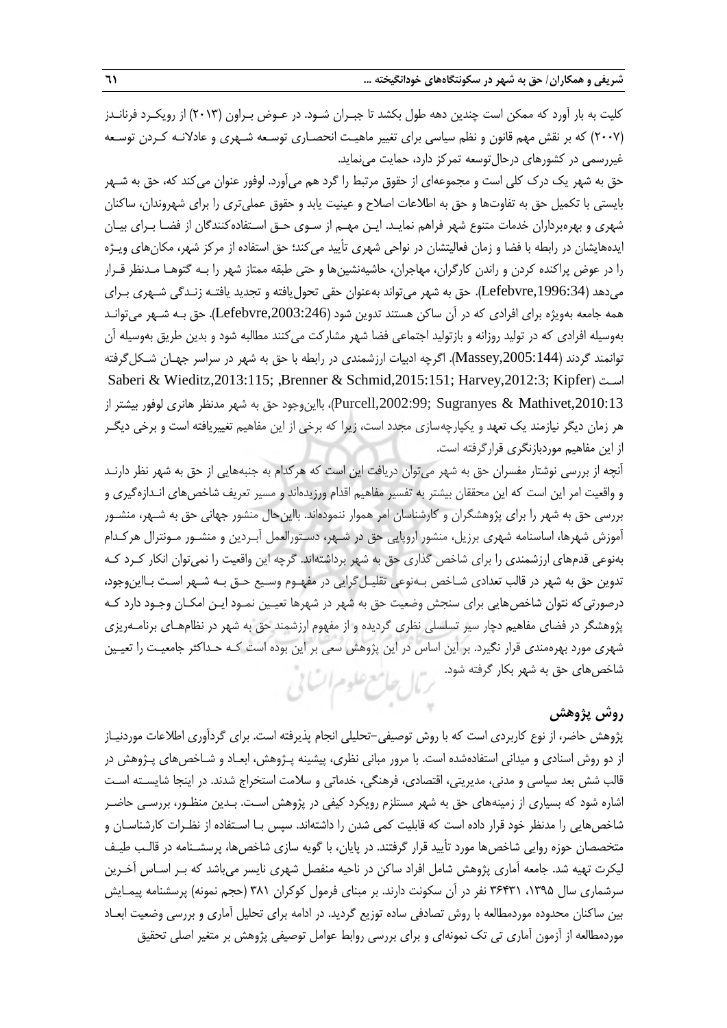کلیت به بار آورد که ممکن است چندین دهه طول بکشد تا جبـران شـود. در عـوض بـراون (۲۰۱۳) از رویکـرد فرنانـدز (۲۰۰۷) که بر نقش مهم قانون و نظم سیاسی برای تغییر ماهیـت انحصـاری توسـعه شـهری و عادلانـه کـردن توسـعه غیررسمی در کشورهای درحال‌توسعه تمرکز دارد، حمایت می‌نماید.

حق به شهر یک درک کلی است و مجموعه‌ای از حقوق مرتبط را گرد هم می‌آورد. لوفور عنوان می‌کند که، حق به شـهر بایستی با تکمیل حق به تفاوت‌ها و حق به اطلاعات اصلاح و عینیت یابد و حقوق عملی‌تری را برای شهروندان، ساکنان شهری و بهره‌برداران خدمات متنوع شهر فراهم نمایـد. ایـن مهـم از سـوی حـق اسـتفاده‌کنندگان از فضـا بـرای بیـان ایده‌هایشان در رابطه با فضا و زمان فعالیتشان در نواحی شهری تأیید می‌کند؛ حق استفاده از مرکز شهر، مکان‌های ویـژه را در عوض پراکنده کردن و راندن کارگران، مهاجران، حاشیه‌نشین‌ها و حتی طبقه ممتاز شهر را بـه گتوهـا مـدنظر قـرار می‌دهد (Lefebvre,1996:34). حق به شهر می‌تواند به‌عنوان حقی تحول‌یافته و تجدید یافتـه زنـدگی شـهری بـرای همه جامعه به‌ویژه برای افرادی که در آن ساکن هستند تدوین شود (Lefebvre,2003:246). حق بـه شـهر می‌توانـد به‌وسیله افرادی که در تولید روزانه و بازتولید اجتماعی فضا شهر مشارکت می‌کنند مطالبه شود و بدین طریق به‌وسیله آن توانمند گردند (Massey,2005:144). اگرچه ادبیات ارزشمندی در رابطه با حق به شهر در سراسر جهـان شـکل‌گرفته اسـت (Saberi & Wieditz,2013:115; ,Brenner & Schmid,2015:151; Harvey,2012:3; Kipfer Purcell,2002:99; Sugranyes & Mathivet,2010:13)، بااین‌وجود حق به شهر مدنظر هانری لوفور بیشتر از هر زمان دیگر نیازمند یک تعهد و یکپارچه‌سازی مجدد است، زیرا که برخی از این مفاهیم تغییریافته است و برخی دیگـر از این مفاهیم موردبازنگری قرارگرفته است.

آنچه از بررسی نوشتار مفسران حق به شهر می‌توان دریافت این است که هرکدام به جنبه‌هایی از حق به شهر نظر دارنـد و واقعیت امر این است که این محققان بیشتر به تفسیر مفاهیم اقدام ورزیده‌اند و مسیر تعریف شاخص‌های انـدازه‌گیری و بررسی حق به شهر را برای پژوهشگران و کارشناسان امر هموار ننموده‌اند. بااین‌حال منشور جهانی حق به شـهر، منشـور آموزش شهرها، اساسنامه شهری برزیل، منشور اروپایی حق در شـهر، دسـتورالعمل آبـردین و منشـور مـونترال هرکـدام به‌نوعی قدم‌های ارزشمندی را برای شاخص گذاری حق به شهر برداشته‌اند. گرچه این واقعیت را نمی‌توان انکار کـرد کـه تدوین حق به شهر در قالب تعدادی شـاخص بـه‌نوعی تقلیـل‌گرایی در مفهـوم وسـیع حـق بـه شـهر اسـت بـااین‌وجود، درصورتی‌که نتوان شاخص‌هایی برای سنجش وضعیت حق به شهر در شهرها تعیـین نمـود ایـن امکـان وجـود دارد کـه پژوهشگر در فضای مفاهیم دچار سیر تسلسلی نظری گردیده و از مفهوم ارزشمند حق به شهر در نظام‌هـای برنامـه‌ریزی شهری مورد بهره‌مندی قرار نگیرد. بر این اساس در این پژوهش سعی بر این بوده است کـه حـداکثر جامعیـت را تعیـین شاخص‌های حق به شهر بکار گرفته شود.

## روش پژوهش

پژوهش حاضر، از نوع کاربردی است که با روش توصیفی-تحلیلی انجام پذیرفته است. برای گردآوری اطلاعات موردنیـاز از دو روش اسنادی و میدانی استفاده‌شده است. با مرور مبانی نظری، پیشینه پـژوهش، ابعـاد و شـاخص‌های پـژوهش در قالب شش بعد سیاسی و مدنی، مدیریتی، اقتصادی، فرهنگی، خدماتی و سلامت استخراج شدند. در اینجا شایسـته اسـت اشاره شود که بسیاری از زمینه‌های حق به شهر مستلزم رویکرد کیفی در پژوهش اسـت. بـدین منظـور، بررسـی حاضـر شاخص‌هایی را مدنظر خود قرار داده است که قابلیت کمی شدن را داشته‌اند. سپس بـا اسـتفاده از نظـرات کارشناسـان و متخصصان حوزه روایی شاخص‌ها مورد تأیید قرار گرفتند. در پایان، با گویه سازی شاخص‌ها، پرسشـنامه در قالـب طیـف لیکرت تهیه شد. جامعه آماری پژوهش شامل افراد ساکن در ناحیه منفصل شهری نایسر می‌باشد که بـر اسـاس آخـرین سرشماری سال ۱۳۹۵، ۳۶۴۳۱ نفر در آن سکونت دارند. بر مبنای فرمول کوکران ۳۸۱ (حجم نمونه) پرسشنامه پیمـایش بین ساکنان محدوده موردمطالعه با روش تصادفی ساده توزیع گردید. در ادامه برای تحلیل آماری و بررسی وضعیت ابعـاد موردمطالعه از آزمون آماری تی تک نمونه‌ای و برای بررسی روابط عوامل توصیفی پژوهش بر متغیر اصلی تحقیق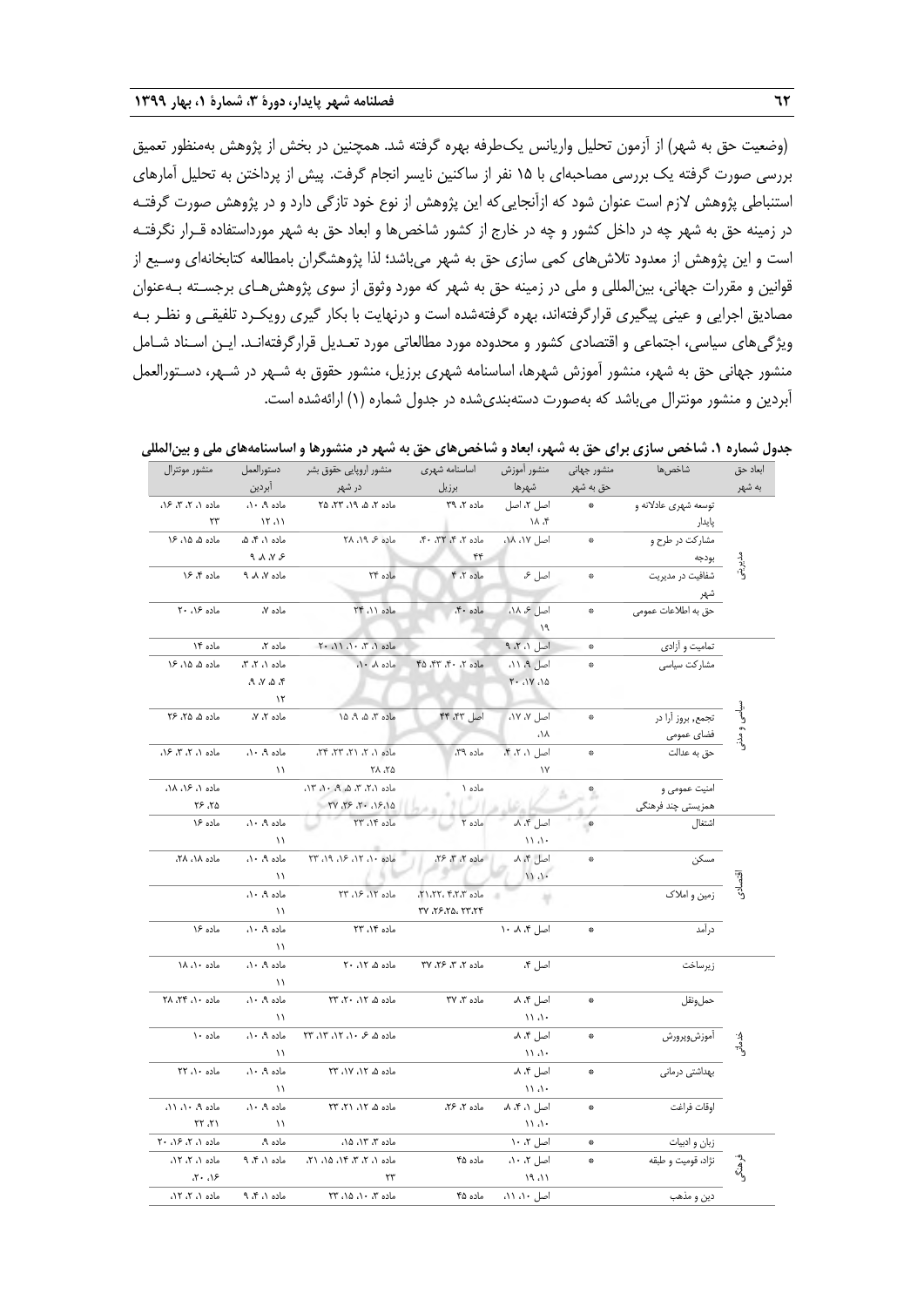(وضعیت حق به شهر) از آزمون تحلیل واریانس یک‌طرفه بهره گرفته شد. همچنین در بخش از پژوهش به‌منظور تعمیق بررسی صورت گرفته یک بررسی مصاحبه‌ای با ۱۵ نفر از ساکنین نایسر انجام گرفت. پیش از پرداختن به تحلیل آمارهای استنباطی پژوهش لازم است عنوان شود که ازآنجایی‌که این پژوهش از نوع خود تازگی دارد و در پژوهش صورت گرفتـه در زمینه حق به شهر چه در داخل کشور و چه در خارج از کشور شاخص‌ها و ابعاد حق به شهر مورداستفاده قـرار نگرفتـه است و این پژوهش از معدود تلاش‌های کمی سازی حق به شهر می‌باشد؛ لذا پژوهشگران بامطالعه کتابخانه‌ای وسـیع از قوانین و مقررات جهانی، بین‌المللی و ملی در زمینه حق به شهر که مورد وثوق از سوی پژوهش‌هـای برجسـته بـه‌عنوان مصادیق اجرایی و عینی پیگیری قرارگرفته‌اند، بهره گرفته‌شده است و درنهایت با بکار گیری رویکـرد تلفیقـی و نظـر بـه ویژگی‌های سیاسی، اجتماعی و اقتصادی کشور و محدوده مورد مطالعاتی مورد تعـدیل قرارگرفته‌انـد. ایـن اسـناد شـامل منشور جهانی حق به شهر، منشور آموزش شهرها، اساسنامه شهری برزیل، منشور حقوق به شـهر در شـهر، دسـتورالعمل آبردین و منشور مونترال می‌باشد که به‌صورت دسته‌بندی‌شده در جدول شماره (۱) ارائه‌شده است.

**جدول شماره ۱. شاخص سازی برای حق به شهر، ابعاد و شاخص‌های حق به شهر در منشورها و اساسنامه‌های ملی و بین‌المللی**

| ابعاد حق به شهر | شاخص‌ها | منشور جهانی حق به شهر | منشور آموزش شهرها | اساسنامه شهری برزیل | منشور اروپایی حقوق بشر در شهر | دستورالعمل آبردین | منشور مونترال |
|---|---|---|---|---|---|---|---|
| مدیریتی | توسعه شهری عادلانه و پایدار | * | اصل ۲، اصل ۴، ۱۸ | ماده ۲، ۳۹ | ماده ۲، ۵، ۱۹، ۲۳، ۲۵ | ماده ۹، ۱۰، ۱۱، ۱۲ | ماده ۱، ۲، ۳، ۱۶، ۲۳ |
| | مشارکت در طرح و بودجه | * | اصل ۱۷، ۱۸، | ماده ۲، ۴، ۳۲، ۴۰، ۴۴ | ماده ۶، ۱۹، ۲۸ | ماده ۱، ۴، ۵، ۶، ۷، ۸، ۹ | ماده ۵، ۱۵، ۱۶ |
| | شفافیت در مدیریت شهر | * | اصل ۶، | ماده ۲، ۴ | ماده ۲۴ | ماده ۷، ۸، ۹ | ماده ۴، ۱۶ |
| | حق به اطلاعات عمومی | * | اصل ۶، ۱۸، ۱۹ | ماده ۴۰، | ماده ۱۱، ۲۴ | ماده ۷، | ماده ۱۶، ۲۰ |
| سیاسی و مدنی | تمامیت و آزادی | * | اصل ۱، ۲، ۹ | | ماده ۱، ۳، ۱۰، ۱۱، ۲۰ | ماده ۲، | ماده ۱۴ |
| | مشارکت سیاسی | * | اصل ۹، ۱۱، ۱۵، ۱۷، ۲۰ | ماده ۲، ۴۰، ۴۳، ۴۵ | ماده ۸، ۱۰، | ماده ۱، ۲، ۳، ۴، ۵، ۷، ۹، ۱۲ | ماده ۵، ۱۵، ۱۶ |
| | تجمع، بروز آرا در فضای عمومی | * | اصل ۷، ۱۷، ۱۸، | اصل ۴۳، ۴۴ | ماده ۳، ۵، ۹، ۱۵ | ماده ۲، ۷، | ماده ۵، ۲۵، ۲۶ |
| | حق به عدالت | * | اصل ۱، ۲، ۴، ۱۷ | ماده ۳۹، | ماده ۱، ۲۱، ۲۳، ۲۴، ۲۵، ۲۸ | ماده ۹، ۱۰، ۱۱ | ماده ۱، ۲، ۳، ۱۶، |
| | امنیت عمومی و همزیستی چند فرهنگی | * | | ماده ۱ | ماده ۲، ۳، ۵، ۹، ۱۰، ۱۳، ۱۵، ۱۶، ۲۰، ۳۶، ۳۷ | | ماده ۱، ۱۶، ۱۸، ۲۵، ۲۶ |
| اقتصادی | اشتغال | * | اصل ۴، ۸، ۱۰، ۱۱ | ماده ۲ | ماده ۱۴، ۲۳ | ماده ۹، ۱۰، ۱۱ | ماده ۱۶ |
| | مسکن | * | اصل ۴، ۸، ۱۰، ۱۱ | ماده ۲، ۳، ۲۶، | ماده ۱۰، ۱۲، ۱۶، ۱۹، ۲۳ | ماده ۹، ۱۰، ۱۱ | ماده ۱۸، ۲۸، |
| | زمین و املاک | | | ماده ۲،۳، ۴، ۲۱،۲۲، ۲۳،۲۴، ۲۵،۲۶، ۳۷ | ماده ۱۲، ۱۶، ۲۳ | ماده ۹، ۱۰، ۱۱ | |
| | درآمد | * | اصل ۴، ۸، ۱۰ | | ماده ۱۴، ۲۳ | ماده ۹، ۱۰، ۱۱ | ماده ۱۶ |
| خدماتی | زیرساخت | | اصل ۴، | ماده ۲، ۳، ۲۶، ۳۷ | ماده ۵، ۲۰ | ماده ۹، ۱۰، ۱۱ | ماده ۱۰، ۱۸ |
| | حمل‌ونقل | * | اصل ۴، ۸، ۱۰، ۱۱ | ماده ۳، ۳۷ | ماده ۵، ۱۲، ۲۰، ۲۳ | ماده ۹، ۱۰، ۱۱ | ماده ۱۰، ۲۴، ۲۸ |
| | آموزش‌وپرورش | * | اصل ۴، ۸، ۱۰، ۱۱ | | ماده ۵، ۶، ۱۰، ۱۲، ۱۳، ۲۳ | ماده ۹، ۱۰، ۱۱ | ماده ۱۰ |
| | بهداشتی درمانی | * | اصل ۴، ۸، ۱۰، ۱۱ | | ماده ۵، ۱۲، ۱۷، ۲۳ | ماده ۹، ۱۰، ۱۱ | ماده ۱۰، ۲۲ |
| | اوقات فراغت | * | اصل ۱، ۴، ۸، ۱۰، ۱۱ | ماده ۲، ۲۶، | ماده ۵، ۱۲، ۲۱، ۲۳ | ماده ۹، ۱۰، ۱۱ | ماده ۹، ۱۰، ۱۱، ۲۱، ۲۲ |
| فرهنگی | زبان و ادبیات | * | اصل ۲، ۱۰ | | ماده ۳، ۱۳، ۱۵، | ماده ۹، | ماده ۱، ۲، ۱۶، ۲۰ |
| | نژاد، قومیت و طبقه | * | اصل ۲، ۱۰، ۱۱، ۱۹ | ماده ۴۵ | ماده ۱، ۲، ۳، ۱۴، ۱۵، ۲۱، ۲۳ | ماده ۱، ۴، ۹ | ماده ۱، ۲، ۱۲، ۱۶، ۲۰، |
| | دین و مذهب | | اصل ۱۰، ۱۱، | ماده ۴۵ | ماده ۳، ۱۰، ۱۵، ۲۳ | ماده ۱، ۴، ۹ | ماده ۱، ۲، ۱۲، |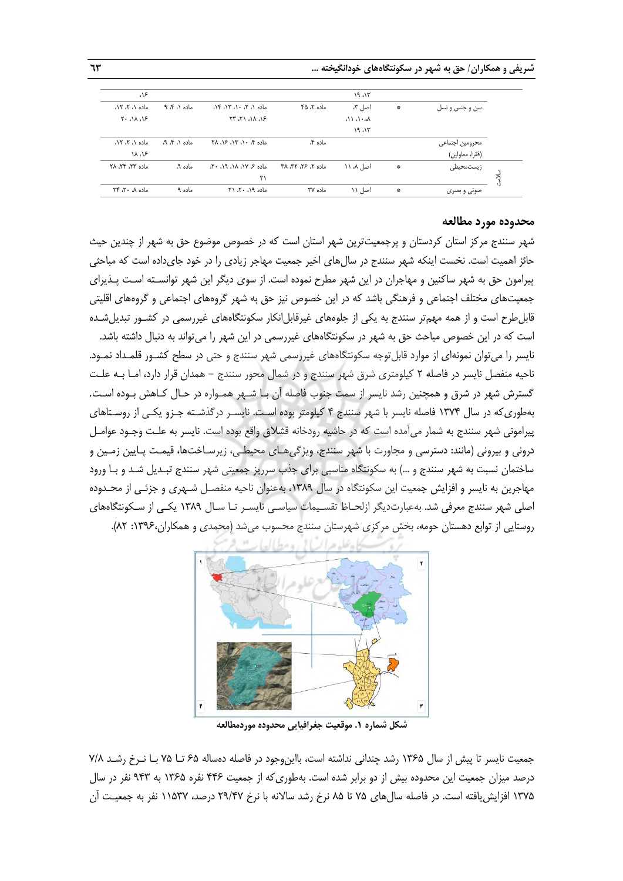| | | | | | | | |
|---|---|---|---|---|---|---|---|
| | | | ۱۳، ۱۹ | | | | ۱۶. |
| | سن و جنس و نسل | * | اصل ۳، ۸،۱۰، ۱۱، ۱۳، ۱۹ | ماده ۲، ۴۵ | ماده ۱، ۲، ۱۰، ۱۳، ۱۴، ۱۶، ۱۸، ۲۱، ۲۳ | ماده ۱، ۴، ۹ | ماده ۱، ۲، ۱۲، ۱۶، ۱۸، ۲۰ |
| | محرومین اجتماعی (فقراء معلولین) | | | ماده ۴. | ماده ۴، ۱۰، ۱۳، ۱۶، ۲۸ | ماده ۱، ۴، ۹. | ماده ۱، ۲، ۱۲، ۱۶، ۱۸ |
| سلامت | زیست‌محیطی | * | اصل ۸، ۱۱ | ماده ۲، ۲۶، ۳۲، ۳۸ | ماده ۶، ۱۷، ۱۸، ۱۹، ۲۰، ۲۱ | ماده ۹. | ماده ۲۳، ۲۴، ۲۸ |
| | صوتی و بصری | * | اصل ۱۱ | ماده ۳۷ | ماده ۱۹، ۲۰، ۲۱ | ماده ۹ | ماده ۸، ۲۰، ۲۴ |

## محدوده مورد مطالعه

شهر سنندج مرکز استان کردستان و پرجمعیت‌ترین شهر استان است که در خصوص موضوع حق به شهر از چندین حیث حائز اهمیت است. نخست اینکه شهر سنندج در سال‌های اخیر جمعیت مهاجر زیادی را در خود جای‌داده است که مباحثی پیرامون حق به شهر ساکنین و مهاجران در این شهر مطرح نموده است. از سوی دیگر این شهر توانسته است پذیرای جمعیت‌های مختلف اجتماعی و فرهنگی باشد که در این خصوص نیز حق به شهر گروه‌های اجتماعی و گروه‌های اقلیتی قابل‌طرح است و از همه مهم‌تر سنندج به یکی از جلوه‌های غیرقابل‌انکار سکونتگاه‌های غیررسمی در کشور تبدیل‌شده است که در این خصوص مباحث حق به شهر در سکونتگاه‌های غیررسمی در این شهر را می‌تواند به دنبال داشته باشد.

نایسر را می‌توان نمونه‌ای از موارد قابل‌توجه سکونتگاه‌های غیررسمی شهر سنندج و حتی در سطح کشور قلمداد نمود. ناحیه منفصل نایسر در فاصله ۲ کیلومتری شرق شهر سنندج و در شمال محور سنندج – همدان قرار دارد، اما به علت گسترش شهر در شرق و همچنین رشد نایسر از سمت جنوب فاصله آن با شهر همواره در حال کاهش بوده است. به‌طوری‌که در سال ۱۳۷۴ فاصله نایسر با شهر سنندج ۴ کیلومتر بوده است. نایسر درگذشته جزو یکی از روستاهای پیرامونی شهر سنندج به شمار می‌آمده است که در حاشیه رودخانه قشلاق واقع بوده است. نایسر به علت وجود عوامل درونی و بیرونی (مانند: دسترسی و مجاورت با شهر سنندج، ویژگی‌های محیطی، زیرساخت‌ها، قیمت پایین زمین و ساختمان نسبت به شهر سنندج و ...) به سکونتگاه مناسبی برای جذب سرریز جمعیتی شهر سنندج تبدیل شد و با ورود مهاجرین به نایسر و افزایش جمعیت این سکونتگاه در سال ۱۳۸۹، به‌عنوان ناحیه منفصل شهری و جزئی از محدوده اصلی شهر سنندج معرفی شد. به‌عبارت‌دیگر ازلحاظ تقسیمات سیاسی نایسر تا سال ۱۳۸۹ یکی از سکونتگاه‌های روستایی از توابع دهستان حومه، بخش مرکزی شهرستان سنندج محسوب می‌شد (محمدی و همکاران،۱۳۹۶: ۸۲).

**شکل شماره ۱. موقعیت جغرافیایی محدوده موردمطالعه**

جمعیت نایسر تا پیش از سال ۱۳۶۵ رشد چندانی نداشته است، بااین‌وجود در فاصله دهساله ۶۵ تا ۷۵ با نرخ رشد ۷/۸ درصد میزان جمعیت این محدوده بیش از دو برابر شده است. به‌طوری‌که از جمعیت ۴۴۶ نفره ۱۳۶۵ به ۹۴۳ نفر در سال ۱۳۷۵ افزایش‌یافته است. در فاصله سال‌های ۷۵ تا ۸۵ نرخ رشد سالانه با نرخ ۲۹/۴۷ درصد، ۱۱۵۳۷ نفر به جمعیت آن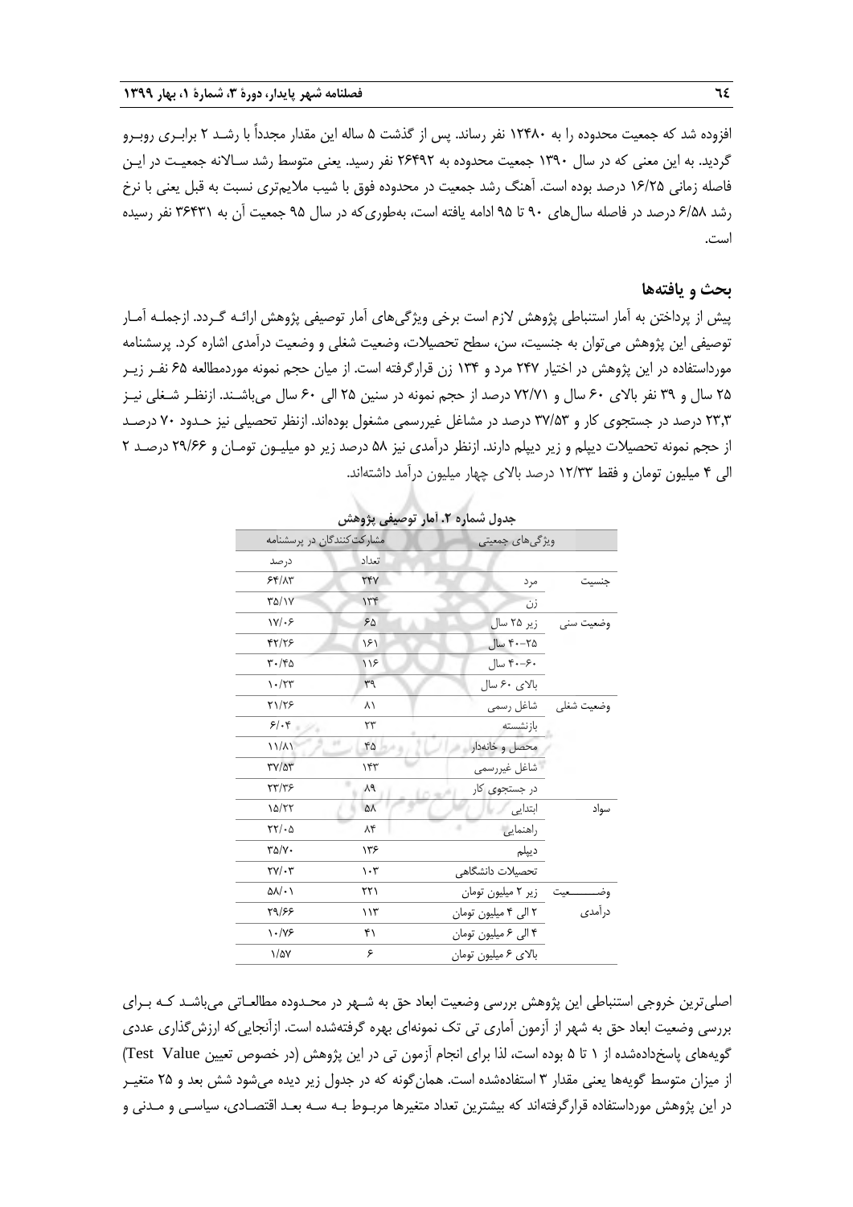افزوده شد که جمعیت محدوده را به ۱۲۴۸۰ نفر رساند. پس از گذشت ۵ ساله این مقدار مجدداً با رشد ۲ برابری روبرو گردید. به این معنی که در سال ۱۳۹۰ جمعیت محدوده به ۲۶۴۹۲ نفر رسید. یعنی متوسط رشد سالانه جمعیت در این فاصله زمانی ۱۶/۲۵ درصد بوده است. آهنگ رشد جمعیت در محدوده فوق با شیب ملایم‌تری نسبت به قبل یعنی با نرخ رشد ۶/۵۸ درصد در فاصله سال‌های ۹۰ تا ۹۵ ادامه یافته است، به‌طوری‌که در سال ۹۵ جمعیت آن به ۳۶۴۳۱ نفر رسیده است.

## بحث و یافته‌ها

پیش از پرداختن به آمار استنباطی پژوهش لازم است برخی ویژگی‌های آمار توصیفی پژوهش ارائه گردد. ازجمله آمار توصیفی این پژوهش می‌توان به جنسیت، سن، سطح تحصیلات، وضعیت شغلی و وضعیت درآمدی اشاره کرد. پرسشنامه مورداستفاده در این پژوهش در اختیار ۲۴۷ مرد و ۱۳۴ زن قرارگرفته است. از میان حجم نمونه موردمطالعه ۶۵ نفر زیر ۲۵ سال و ۳۹ نفر بالای ۶۰ سال و ۷۲/۷۱ درصد از حجم نمونه در سنین ۲۵ الی ۶۰ سال می‌باشند. ازنظر شغلی نیز ۲۳،۳ درصد در جستجوی کار و ۳۷/۵۳ درصد در مشاغل غیررسمی مشغول بوده‌اند. ازنظر تحصیلی نیز حدود ۷۰ درصد از حجم نمونه تحصیلات دیپلم و زیر دیپلم دارند. ازنظر درآمدی نیز ۵۸ درصد زیر دو میلیون تومان و ۲۹/۶۶ درصد ۲ الی ۴ میلیون تومان و فقط ۱۲/۳۳ درصد بالای چهار میلیون درآمد داشته‌اند.

**جدول شماره ۲. آمار توصیفی پژوهش**

| ویژگی‌های جمعیتی | | مشارکت‌کنندگان در پرسشنامه | |
|---|---|---|---|
| | | تعداد | درصد |
| جنسیت | مرد | ۲۴۷ | ۶۴/۸۳ |
| | زن | ۱۳۴ | ۳۵/۱۷ |
| وضعیت سنی | زیر ۲۵ سال | ۶۵ | ۱۷/۰۶ |
| | ۲۵-۴۰ سال | ۱۶۱ | ۴۲/۲۶ |
| | ۴۰-۶۰ سال | ۱۱۶ | ۳۰/۴۵ |
| | بالای ۶۰ سال | ۳۹ | ۱۰/۲۳ |
| وضعیت شغلی | شاغل رسمی | ۸۱ | ۲۱/۲۶ |
| | بازنشسته | ۲۳ | ۶/۰۴ |
| | محصل و خانه‌دار | ۴۵ | ۱۱/۸۱ |
| | شاغل غیررسمی | ۱۴۳ | ۳۷/۵۳ |
| | در جستجوی کار | ۸۹ | ۲۳/۳۶ |
| سواد | ابتدایی | ۵۸ | ۱۵/۲۲ |
| | راهنمایی | ۸۴ | ۲۲/۰۵ |
| | دیپلم | ۱۳۶ | ۳۵/۷۰ |
| | تحصیلات دانشگاهی | ۱۰۳ | ۲۷/۰۳ |
| وضعیت درآمدی | زیر ۲ میلیون تومان | ۲۲۱ | ۵۸/۰۱ |
| | ۲ الی ۴ میلیون تومان | ۱۱۳ | ۲۹/۶۶ |
| | ۴ الی ۶ میلیون تومان | ۴۱ | ۱۰/۷۶ |
| | بالای ۶ میلیون تومان | ۶ | ۱/۵۷ |

اصلی‌ترین خروجی استنباطی این پژوهش بررسی وضعیت ابعاد حق به شهر در محدوده مطالعاتی می‌باشد که برای بررسی وضعیت ابعاد حق به شهر از آزمون آماری تی تک نمونه‌ای بهره گرفته‌شده است. ازآنجایی‌که ارزش‌گذاری عددی گویه‌های پاسخ‌داده‌شده از ۱ تا ۵ بوده است، لذا برای انجام آزمون تی در این پژوهش (در خصوص تعیین Test Value) از میزان متوسط گویه‌ها یعنی مقدار ۳ استفاده‌شده است. همان‌گونه که در جدول زیر دیده می‌شود شش بعد و ۲۵ متغیر در این پژوهش مورداستفاده قرارگرفته‌اند که بیشترین تعداد متغیرها مربوط به سه بعد اقتصادی، سیاسی و مدنی و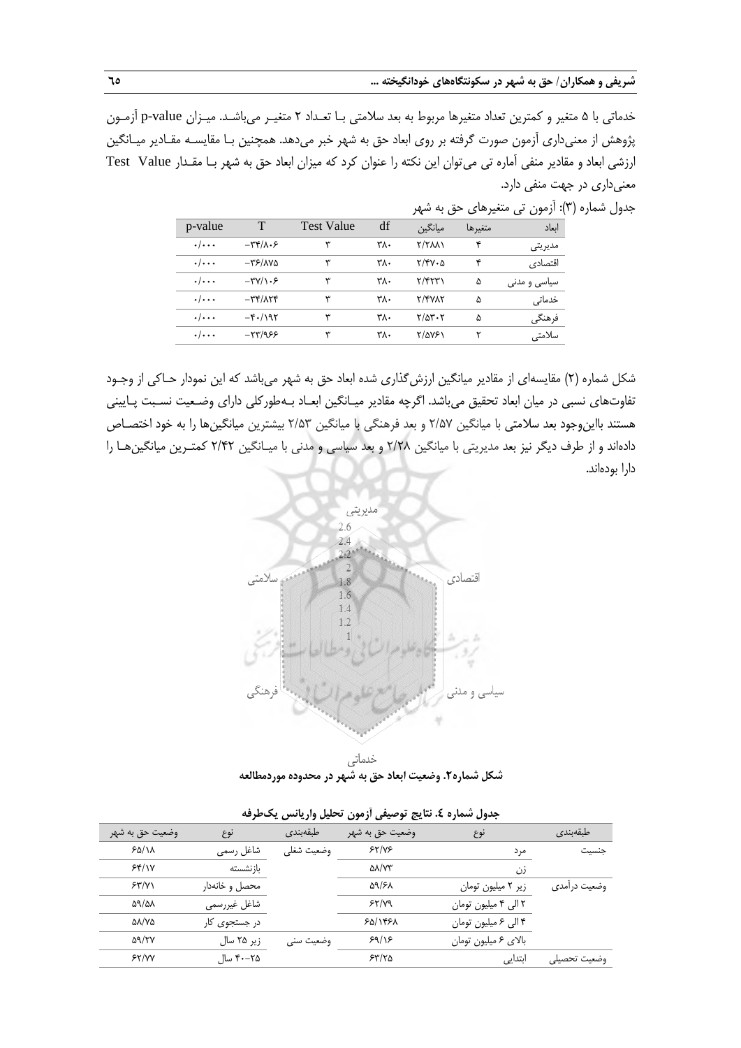خدماتی با ۵ متغیر و کمترین تعداد متغیرها مربوط به بعد سلامتی بـا تعـداد ۲ متغیـر می‌باشـد. میـزان p-value آزمـون پژوهش از معنی‌داری آزمون صورت گرفته بر روی ابعاد حق به شهر خبر می‌دهد. همچنین بـا مقایسـه مقـادیر میـانگین ارزشی ابعاد و مقادیر منفی آماره تی می‌توان این نکته را عنوان کرد که میزان ابعاد حق به شهر بـا مقـدار Test Value معنی‌داری در جهت منفی دارد.

جدول شماره (۳): آزمون تی متغیرهای حق به شهر

| ابعاد | متغیرها | میانگین | df | Test Value | T | p-value |
|---|---|---|---|---|---|---|
| مدیریتی | ۴ | ۲/۲۸۸۱ | ۳۸۰ | ۳ | −۳۴/۸۰۶ | ۰/۰۰۰ |
| اقتصادی | ۴ | ۲/۴۷۰۵ | ۳۸۰ | ۳ | −۳۶/۸۷۵ | ۰/۰۰۰ |
| سیاسی و مدنی | ۵ | ۲/۴۲۳۱ | ۳۸۰ | ۳ | −۳۷/۱۰۶ | ۰/۰۰۰ |
| خدماتی | ۵ | ۲/۴۷۸۲ | ۳۸۰ | ۳ | −۳۴/۸۲۴ | ۰/۰۰۰ |
| فرهنگی | ۵ | ۲/۵۳۰۲ | ۳۸۰ | ۳ | −۴۰/۱۹۲ | ۰/۰۰۰ |
| سلامتی | ۲ | ۲/۵۷۶۱ | ۳۸۰ | ۳ | −۲۳/۹۶۶ | ۰/۰۰۰ |

شکل شماره (۲) مقایسه‌ای از مقادیر میانگین ارزش‌گذاری شده ابعاد حق به شهر می‌باشد که این نمودار حـاکی از وجـود تفاوت‌های نسبی در میان ابعاد تحقیق می‌باشد. اگرچه مقادیر میـانگین ابعـاد بـه‌طورکلی دارای وضـعیت نسـبت پـایینی هستند بااین‌وجود بعد سلامتی با میانگین ۲/۵۷ و بعد فرهنگی با میانگین ۲/۵۳ بیشترین میانگین‌ها را به خود اختصـاص داده‌اند و از طرف دیگر نیز بعد مدیریتی با میانگین ۲/۲۸ و بعد سیاسی و مدنی با میـانگین ۲/۴۲ کمتـرین میانگین‌هـا را دارا بوده‌اند.

**شکل شماره۲. وضعیت ابعاد حق به شهر در محدوده موردمطالعه**

**جدول شماره ٤. نتایج توصیفی آزمون تحلیل واریانس یک‌طرفه**

| طبقه‌بندی | نوع | وضعیت حق به شهر | طبقه‌بندی | نوع | وضعیت حق به شهر |
|---|---|---|---|---|---|
| جنسیت | مرد | ۶۲/۷۶ | وضعیت شغلی | شاغل رسمی | ۶۵/۱۸ |
| | زن | ۵۸/۷۳ | | بازنشسته | ۶۴/۱۷ |
| وضعیت درآمدی | زیر ۲ میلیون تومان | ۵۹/۶۸ | | محصل و خانه‌دار | ۶۳/۷۱ |
| | ۲ الی ۴ میلیون تومان | ۶۲/۷۹ | | شاغل غیررسمی | ۵۹/۵۸ |
| | ۴ الی ۶ میلیون تومان | ۶۵/۱۴۶۸ | | در جستجوی کار | ۵۸/۷۵ |
| | بالای ۶ میلیون تومان | ۶۹/۱۶ | وضعیت سنی | زیر ۲۵ سال | ۵۹/۲۷ |
| وضعیت تحصیلی | ابتدایی | ۶۳/۲۵ | | ۲۵−۴۰ سال | ۶۲/۷۷ |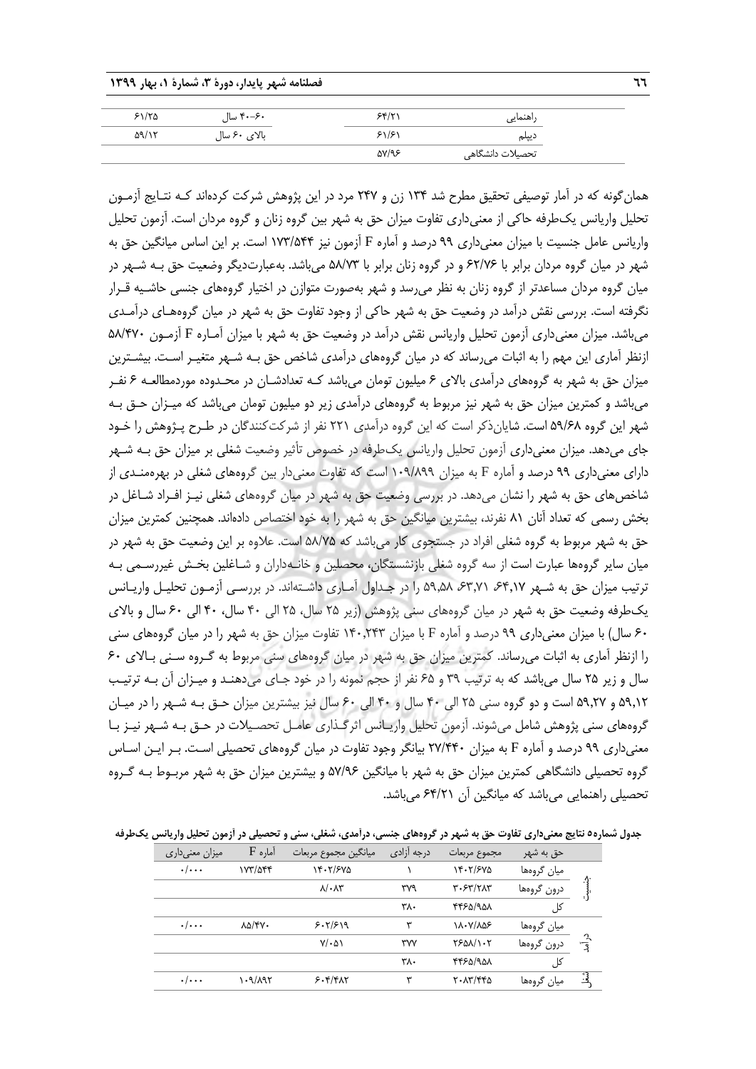| | | | |
|---|---|---|---|
| راهنمایی | ۶۴/۲۱ | ۶۰-۴۰ سال | ۶۱/۲۵ |
| دیپلم | ۶۱/۶۱ | بالای ۶۰ سال | ۵۹/۱۲ |
| تحصیلات دانشگاهی | ۵۷/۹۶ | | |

همان‌گونه که در آمار توصیفی تحقیق مطرح شد ۱۳۴ زن و ۲۴۷ مرد در این پژوهش شرکت کرده‌اند کـه نتـایج آزمـون تحلیل واریانس یک‌طرفه حاکی از معنی‌داری تفاوت میزان حق به شهر بین گروه زنان و گروه مردان است. آزمون تحلیل واریانس عامل جنسیت با میزان معنی‌داری ۹۹ درصد و آماره F آزمون نیز ۱۷۳/۵۴۴ است. بر این اساس میانگین حق به شهر در میان گروه مردان برابر با ۶۲/۷۶ و در گروه زنان برابر با ۵۸/۷۳ می‌باشد. به‌عبارت‌دیگر وضعیت حق بـه شـهر در میان گروه مردان مساعدتر از گروه زنان به نظر می‌رسد و شهر به‌صورت متوازن در اختیار گروه‌های جنسی حاشـیه قـرار نگرفته است. بررسی نقش درآمد در وضعیت حق به شهر حاکی از وجود تفاوت حق به شهر در میان گروه‌هـای درآمـدی می‌باشد. میزان معنی‌داری آزمون تحلیل واریانس نقش درآمد در وضعیت حق به شهر با میزان آمـاره F آزمـون ۵۸/۴۷۰ ازنظر آماری این مهم را به اثبات می‌رساند که در میان گروه‌های درآمدی شاخص حق بـه شـهر متغیـر اسـت. بیشـترین میزان حق به شهر به گروه‌های درآمدی بالای ۶ میلیون تومان می‌باشد کـه تعدادشـان در محـدوده موردمطالعـه ۶ نفـر می‌باشد و کمترین میزان حق به شهر نیز مربوط به گروه‌های درآمدی زیر دو میلیون تومان می‌باشد که میـزان حـق بـه شهر این گروه ۵۹/۶۸ است. شایان‌ذکر است که این گروه درآمدی ۲۲۱ نفر از شرکت‌کنندگان در طـرح پـژوهش را خـود جای می‌دهد. میزان معنی‌داری آزمون تحلیل واریانس یک‌طرفه در خصوص تأثیر وضعیت شغلی بر میزان حق بـه شـهر دارای معنی‌داری ۹۹ درصد و آماره F به میزان ۱۰۹/۸۹۹ است که تفاوت معنی‌دار بین گروه‌های شغلی در بهره‌منـدی از شاخص‌های حق به شهر را نشان می‌دهد. در بررسی وضعیت حق به شهر در میان گروه‌های شغلی نیـز افـراد شـاغل در بخش رسمی که تعداد آنان ۸۱ نفرند، بیشترین میانگین حق به شهر را به خود اختصاص داده‌اند. همچنین کمترین میزان حق به شهر مربوط به گروه شغلی افراد در جستجوی کار می‌باشد که ۵۸/۷۵ است. علاوه بر این وضعیت حق به شهر در میان سایر گروه‌ها عبارت است از سه گروه شغلی بازنشستگان، محصلین و خانـه‌داران و شـاغلین بخـش غیررسـمی بـه ترتیب میزان حق به شـهر ۶۴,۱۷، ۶۳,۷۱، ۵۹,۵۸ را در جـداول آمـاری داشـته‌اند. در بررسـی آزمـون تحلیـل واریـانس یک‌طرفه وضعیت حق به شهر در میان گروه‌های سنی پژوهش (زیر ۲۵ سال، ۲۵ الی ۴۰ سال، ۴۰ الی ۶۰ سال و بالای ۶۰ سال) با میزان معنی‌داری ۹۹ درصد و آماره F با میزان ۱۴۰,۲۴۳ تفاوت میزان حق به شهر را در میان گروه‌های سنی را ازنظر آماری به اثبات می‌رساند. کمترین میزان حق به شهر در میان گروه‌های سنی مربوط به گـروه سـنی بـالای ۶۰ سال و زیر ۲۵ سال می‌باشد که به ترتیب ۳۹ و ۶۵ نفر از حجم نمونه را در خود جـای می‌دهنـد و میـزان آن بـه ترتیـب ۵۹,۱۲ و ۵۹,۲۷ است و دو گروه سنی ۲۵ الی ۴۰ سال و ۴۰ الی ۶۰ سال نیز بیشترین میزان حـق بـه شـهر را در میـان گروه‌های سنی پژوهش شامل می‌شوند. آزمون تحلیل واریـانس اثرگـذاری عامـل تحصـیلات در حـق بـه شـهر نیـز بـا معنی‌داری ۹۹ درصد و آماره F به میزان ۲۷/۴۴۰ بیانگر وجود تفاوت در میان گروه‌های تحصیلی اسـت. بـر ایـن اسـاس گروه تحصیلی دانشگاهی کمترین میزان حق به شهر با میانگین ۵۷/۹۶ و بیشترین میزان حق به شهر مربـوط بـه گـروه تحصیلی راهنمایی می‌باشد که میانگین آن ۶۴/۲۱ می‌باشد.

**جدول شماره ۵ نتایج معنی‌داری تفاوت حق به شهر در گروه‌های جنسی، درآمدی، شغلی، سنی و تحصیلی در آزمون تحلیل واریانس یک‌طرفه**

| | حق به شهر | مجموع مربعات | درجه آزادی | میانگین مجموع مربعات | آماره F | میزان معنی‌داری |
|---|---|---|---|---|---|---|
| جنسیت | میان گروه‌ها | ۱۴۰۲/۶۷۵ | ۱ | ۱۴۰۲/۶۷۵ | ۱۷۳/۵۴۴ | ۰/۰۰۰ |
| | درون گروه‌ها | ۳۰۶۳/۲۸۳ | ۳۷۹ | ۸/۰۸۳ | | |
| | کل | ۴۴۶۵/۹۵۸ | ۳۸۰ | | | |
| درآمد | میان گروه‌ها | ۱۸۰۷/۸۵۶ | ۳ | ۶۰۲/۶۱۹ | ۸۵/۴۷۰ | ۰/۰۰۰ |
| | درون گروه‌ها | ۲۶۵۸/۱۰۲ | ۳۷۷ | ۷/۰۵۱ | | |
| | کل | ۴۴۶۵/۹۵۸ | ۳۸۰ | | | |
| شغل | میان گروه‌ها | ۲۰۸۳/۴۴۵ | ۳ | ۶۰۴/۴۸۲ | ۱۰۹/۸۹۲ | ۰/۰۰۰ |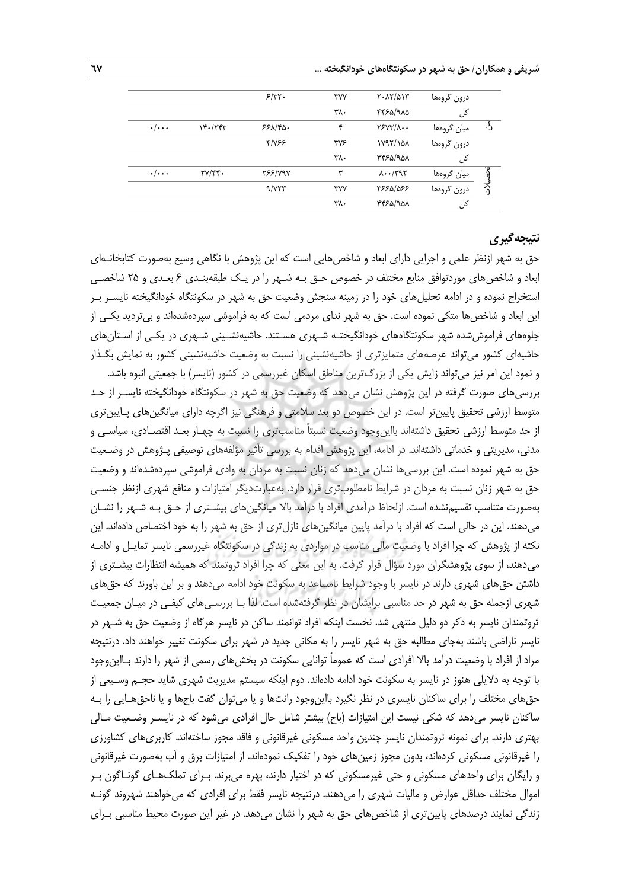| | | | | | | |
|---|---|---|---|---|---|---|
| | درون گروه‌ها | ۲۰۸۲/۵۱۳ | ۳۷۷ | ۶/۳۳۰ | | |
| | کل | ۴۴۶۵/۹۸۵ | ۳۸۰ | | | |
| درآمد | میان گروه‌ها | ۲۶۷۳/۸۰۰ | ۴ | ۶۶۸/۴۵۰ | ۱۴۰/۲۴۳ | ۰/۰۰۰ |
| | درون گروه‌ها | ۱۷۹۲/۱۵۸ | ۳۷۶ | ۴/۷۶۶ | | |
| | کل | ۴۴۶۵/۹۵۸ | ۳۸۰ | | | |
| تحصیلات | میان گروه‌ها | ۸۰۰/۳۹۲ | ۳ | ۲۶۶/۷۹۷ | ۲۷/۴۴۰ | ۰/۰۰۰ |
| | درون گروه‌ها | ۳۶۶۵/۵۶۶ | ۳۷۷ | ۹/۷۲۳ | | |
| | کل | ۴۴۶۵/۹۵۸ | ۳۸۰ | | | |

## نتیجه‌گیری

حق به شهر ازنظر علمی و اجرایی دارای ابعاد و شاخص‌هایی است که این پژوهش با نگاهی وسیع به‌صورت کتابخانه‌ای ابعاد و شاخص‌های موردتوافق منابع مختلف در خصوص حق به شهر را در یک طبقه‌بندی ۶ بعدی و ۲۵ شاخصی استخراج نموده و در ادامه تحلیل‌های خود را در زمینه سنجش وضعیت حق به شهر در سکونتگاه خودانگیخته نایسر بر این ابعاد و شاخص‌ها متکی نموده است. حق به شهر ندای مردمی است که به فراموشی سپرده‌شده‌اند و بی‌تردید یکی از جلوه‌های فراموش‌شده شهر سکونتگاه‌های خودانگیخته شهری هستند. حاشیه‌نشینی شهری در یکی از استان‌های حاشیه‌ای کشور می‌تواند عرصه‌های متمایزتری از حاشیه‌نشینی را نسبت به وضعیت حاشیه‌نشینی کشور به نمایش بگذار و نمود این امر نیز می‌تواند زایش یکی از بزرگ‌ترین مناطق اسکان غیررسمی در کشور (نایسر) با جمعیتی انبوه باشد. بررسی‌های صورت گرفته در این پژوهش نشان می‌دهد که وضعیت حق به شهر در سکونتگاه خودانگیخته نایسر از حد متوسط ارزشی تحقیق پایین‌تر است. در این خصوص دو بعد سلامتی و فرهنگی نیز اگرچه دارای میانگین‌های پایین‌تری از حد متوسط ارزشی تحقیق داشته‌اند بااین‌وجود وضعیت نسبتاً مناسب‌تری را نسبت به چهار بعد اقتصادی، سیاسی و مدنی، مدیریتی و خدماتی داشته‌اند. در ادامه، این پژوهش اقدام به بررسی تأثیر مؤلفه‌های توصیفی پژوهش در وضعیت حق به شهر نموده است. این بررسی‌ها نشان می‌دهد که زنان نسبت به مردان به وادی فراموشی سپرده‌شده‌اند و وضعیت حق به شهر زنان نسبت به مردان در شرایط نامطلوب‌تری قرار دارد. به‌عبارت‌دیگر امتیازات و منافع شهری ازنظر جنسی به‌صورت متناسب تقسیم‌نشده است. ازلحاظ درآمدی افراد با درآمد بالا میانگین‌های بیشتری از حق به شهر را نشان می‌دهند. این در حالی است که افراد با درآمد پایین میانگین‌های نازل‌تری از حق به شهر را به خود اختصاص داده‌اند. این نکته از پژوهش که چرا افراد با وضعیت مالی مناسب در مواردی به زندگی در سکونتگاه غیررسمی نایسر تمایل و ادامه می‌دهند، از سوی پژوهشگران مورد سؤال قرار گرفت. به این معنی که چرا افراد ثروتمند که همیشه انتظارات بیشتری از داشتن حق‌های شهری دارند در نایسر با وجود شرایط نامساعد به سکونت خود ادامه می‌دهند و بر این باورند که حق‌های شهری ازجمله حق به شهر در حد مناسبی برایشان در نظر گرفته‌شده است. لذا با بررسی‌های کیفی در میان جمعیت ثروتمندان نایسر به ذکر دو دلیل منتهی شد. نخست اینکه افراد توانمند ساکن در نایسر هرگاه از وضعیت حق به شهر در نایسر ناراضی باشند به‌جای مطالبه حق به شهر نایسر را به مکانی جدید در شهر برای سکونت تغییر خواهند داد. درنتیجه مراد از افراد با وضعیت درآمد بالا افرادی است که عموماً توانایی سکونت در بخش‌های رسمی از شهر را دارند بااین‌وجود با توجه به دلایلی هنوز در نایسر به سکونت خود ادامه داده‌اند. دوم اینکه سیستم مدیریت شهری شاید حجم وسیعی از حق‌های مختلف را برای ساکنان نایسری در نظر نگیرد بااین‌وجود رانت‌ها و یا می‌توان گفت باج‌ها و یا ناحق‌هایی را به ساکنان نایسر می‌دهد که شکی نیست این امتیازات (باج) بیشتر شامل حال افرادی می‌شود که در نایسر وضعیت مالی بهتری دارند. برای نمونه ثروتمندان نایسر چندین واحد مسکونی غیرقانونی و فاقد مجوز ساخته‌اند. کاربری‌های کشاورزی را غیرقانونی مسکونی کرده‌اند، بدون مجوز زمین‌های خود را تفکیک نموده‌اند. از امتیازات برق و آب به‌صورت غیرقانونی و رایگان برای واحدهای مسکونی و حتی غیرمسکونی که در اختیار دارند، بهره می‌برند. برای تملک‌های گوناگون بر اموال مختلف حداقل عوارض و مالیات شهری را می‌دهند. درنتیجه نایسر فقط برای افرادی که می‌خواهند شهروند گونه زندگی نمایند درصدهای پایین‌تری از شاخص‌های حق به شهر را نشان می‌دهد. در غیر این صورت محیط مناسبی برای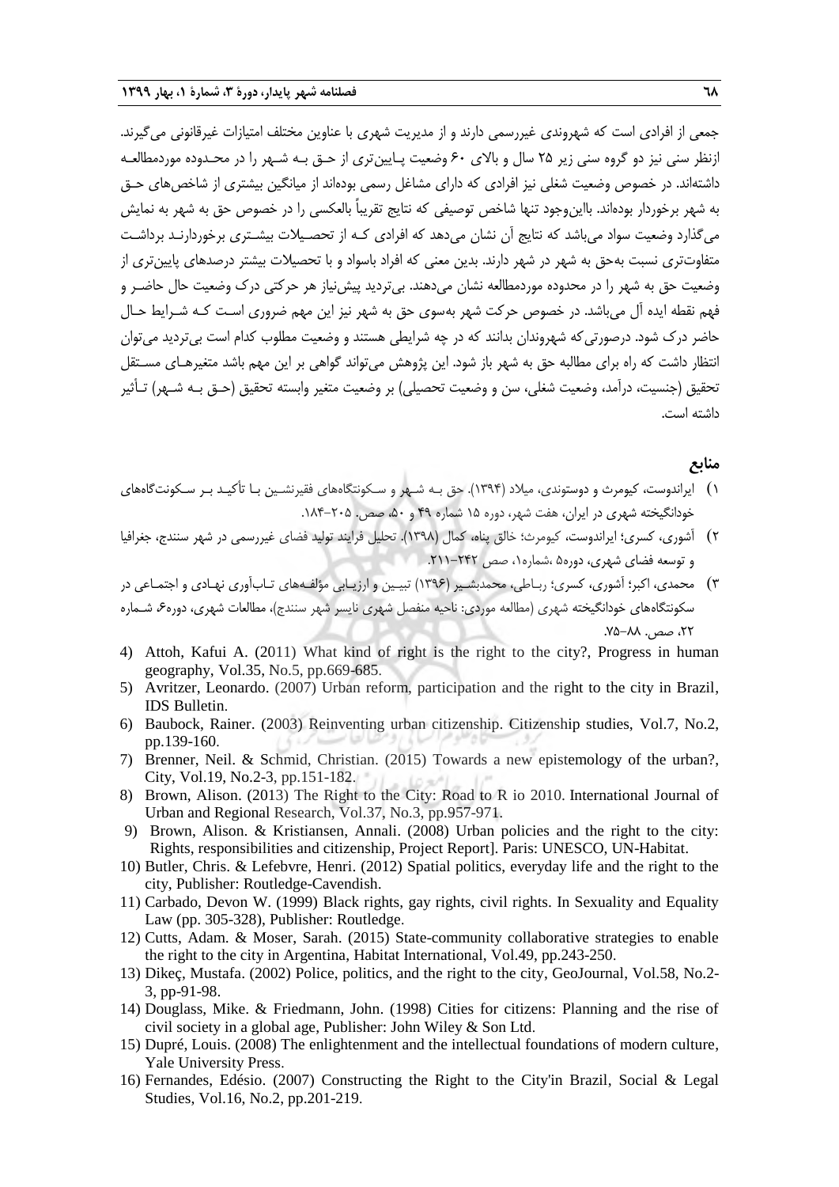جمعی از افرادی است که شهروندی غیررسمی دارند و از مدیریت شهری با عناوین مختلف امتیازات غیرقانونی می‌گیرند. ازنظر سنی نیز دو گروه سنی زیر ۲۵ سال و بالای ۶۰ وضعیت پایین‌تری از حق به شهر را در محدوده موردمطالعه داشته‌اند. در خصوص وضعیت شغلی نیز افرادی که دارای مشاغل رسمی بوده‌اند از میانگین بیشتری از شاخص‌های حق به شهر برخوردار بوده‌اند. بااین‌وجود تنها شاخص توصیفی که نتایج تقریباً بالعکسی را در خصوص حق به شهر به نمایش می‌گذارد وضعیت سواد می‌باشد که نتایج آن نشان می‌دهد که افرادی که از تحصیلات بیشتری برخوردارند برداشت متفاوت‌تری نسبت به‌حق به شهر در شهر دارند. بدین معنی که افراد باسواد و با تحصیلات بیشتر درصدهای پایین‌تری از وضعیت حق به شهر را در محدوده موردمطالعه نشان می‌دهند. بی‌تردید پیش‌نیاز هر حرکتی درک وضعیت حال حاضر و فهم نقطه ایده آل می‌باشد. در خصوص حرکت شهر به‌سوی حق به شهر نیز این مهم ضروری است که شرایط حال حاضر درک شود. درصورتی‌که شهروندان بدانند که در چه شرایطی هستند و وضعیت مطلوب کدام است بی‌تردید می‌توان انتظار داشت که راه برای مطالبه حق به شهر باز شود. این پژوهش می‌تواند گواهی بر این مهم باشد متغیرهای مستقل تحقیق (جنسیت، درآمد، وضعیت شغلی، سن و وضعیت تحصیلی) بر وضعیت متغیر وابسته تحقیق (حق به شهر) تأثیر داشته است.

## منابع

۱) ایراندوست، کیومرث و دوستوندی، میلاد (۱۳۹۴). حق به شهر و سکونتگاه‌های فقیرنشین با تأکید بر سکونت‌گاه‌های خودانگیخته شهری در ایران، هفت شهر، دوره ۱۵ شماره ۴۹ و ۵۰، صص. ۲۰۵-۱۸۴.

۲) آشوری، کسری؛ ایراندوست، کیومرث؛ خالق پناه، کمال (۱۳۹۸). تحلیل فرایند تولید فضای غیررسمی در شهر سنندج، جغرافیا و توسعه فضای شهری، دوره۵ ،شماره۱، صص ۲۴۲-۲۱۱.

۳) محمدی، اکبر؛ آشوری، کسری؛ رباطی، محمدبشیر (۱۳۹۶) تبیین و ارزیابی مؤلفه‌های تاب‌آوری نهادی و اجتماعی در سکونتگاه‌های خودانگیخته شهری (مطالعه موردی: ناحیه منفصل شهری نایسر شهر سنندج)، مطالعات شهری، دوره۶، شماره ۲۲، صص. ۸۸-۷۵.

4) Attoh, Kafui A. (2011) What kind of right is the right to the city?, Progress in human geography, Vol.35, No.5, pp.669-685.
5) Avritzer, Leonardo. (2007) Urban reform, participation and the right to the city in Brazil, IDS Bulletin.
6) Baubock, Rainer. (2003) Reinventing urban citizenship. Citizenship studies, Vol.7, No.2, pp.139-160.
7) Brenner, Neil. & Schmid, Christian. (2015) Towards a new epistemology of the urban?, City, Vol.19, No.2-3, pp.151-182.
8) Brown, Alison. (2013) The Right to the City: Road to R io 2010. International Journal of Urban and Regional Research, Vol.37, No.3, pp.957-971.
9) Brown, Alison. & Kristiansen, Annali. (2008) Urban policies and the right to the city: Rights, responsibilities and citizenship, Project Report]. Paris: UNESCO, UN-Habitat.
10) Butler, Chris. & Lefebvre, Henri. (2012) Spatial politics, everyday life and the right to the city, Publisher: Routledge-Cavendish.
11) Carbado, Devon W. (1999) Black rights, gay rights, civil rights. In Sexuality and Equality Law (pp. 305-328), Publisher: Routledge.
12) Cutts, Adam. & Moser, Sarah. (2015) State-community collaborative strategies to enable the right to the city in Argentina, Habitat International, Vol.49, pp.243-250.
13) Dikeç, Mustafa. (2002) Police, politics, and the right to the city, GeoJournal, Vol.58, No.2-3, pp-91-98.
14) Douglass, Mike. & Friedmann, John. (1998) Cities for citizens: Planning and the rise of civil society in a global age, Publisher: John Wiley & Son Ltd.
15) Dupré, Louis. (2008) The enlightenment and the intellectual foundations of modern culture, Yale University Press.
16) Fernandes, Edésio. (2007) Constructing the Right to the City'in Brazil, Social & Legal Studies, Vol.16, No.2, pp.201-219.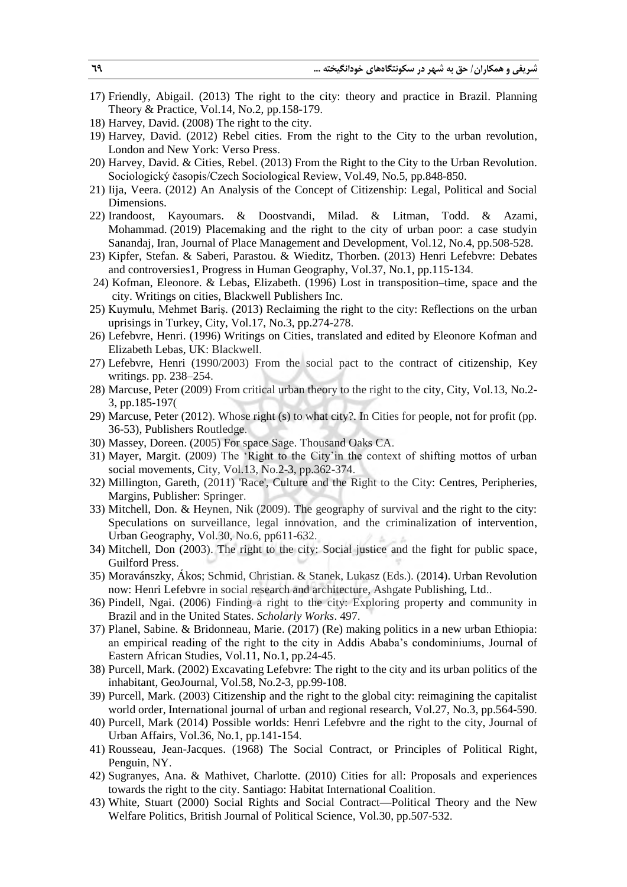17) Friendly, Abigail. (2013) The right to the city: theory and practice in Brazil. Planning Theory & Practice, Vol.14, No.2, pp.158-179.
18) Harvey, David. (2008) The right to the city.
19) Harvey, David. (2012) Rebel cities. From the right to the City to the urban revolution, London and New York: Verso Press.
20) Harvey, David. & Cities, Rebel. (2013) From the Right to the City to the Urban Revolution. Sociologický časopis/Czech Sociological Review, Vol.49, No.5, pp.848-850.
21) Iija, Veera. (2012) An Analysis of the Concept of Citizenship: Legal, Political and Social Dimensions.
22) Irandoost, Kayoumars. & Doostvandi, Milad. & Litman, Todd. & Azami, Mohammad. (2019) Placemaking and the right to the city of urban poor: a case studyin Sanandaj, Iran, Journal of Place Management and Development, Vol.12, No.4, pp.508-528.
23) Kipfer, Stefan. & Saberi, Parastou. & Wieditz, Thorben. (2013) Henri Lefebvre: Debates and controversies1, Progress in Human Geography, Vol.37, No.1, pp.115-134.
24) Kofman, Eleonore. & Lebas, Elizabeth. (1996) Lost in transposition–time, space and the city. Writings on cities, Blackwell Publishers Inc.
25) Kuymulu, Mehmet Bariş. (2013) Reclaiming the right to the city: Reflections on the urban uprisings in Turkey, City, Vol.17, No.3, pp.274-278.
26) Lefebvre, Henri. (1996) Writings on Cities, translated and edited by Eleonore Kofman and Elizabeth Lebas, UK: Blackwell.
27) Lefebvre, Henri (1990/2003) From the social pact to the contract of citizenship, Key writings. pp. 238–254.
28) Marcuse, Peter (2009) From critical urban theory to the right to the city, City, Vol.13, No.2-3, pp.185-197(
29) Marcuse, Peter (2012). Whose right (s) to what city?. In Cities for people, not for profit (pp. 36-53), Publishers Routledge.
30) Massey, Doreen. (2005) For space Sage. Thousand Oaks CA.
31) Mayer, Margit. (2009) The 'Right to the City'in the context of shifting mottos of urban social movements, City, Vol.13, No.2-3, pp.362-374.
32) Millington, Gareth, (2011) 'Race', Culture and the Right to the City: Centres, Peripheries, Margins, Publisher: Springer.
33) Mitchell, Don. & Heynen, Nik (2009). The geography of survival and the right to the city: Speculations on surveillance, legal innovation, and the criminalization of intervention, Urban Geography, Vol.30, No.6, pp611-632.
34) Mitchell, Don (2003). The right to the city: Social justice and the fight for public space, Guilford Press.
35) Moravánszky, Ákos; Schmid, Christian. & Stanek, Lukasz (Eds.). (2014). Urban Revolution now: Henri Lefebvre in social research and architecture, Ashgate Publishing, Ltd..
36) Pindell, Ngai. (2006) Finding a right to the city: Exploring property and community in Brazil and in the United States. *Scholarly Works*. 497.
37) Planel, Sabine. & Bridonneau, Marie. (2017) (Re) making politics in a new urban Ethiopia: an empirical reading of the right to the city in Addis Ababa's condominiums, Journal of Eastern African Studies, Vol.11, No.1, pp.24-45.
38) Purcell, Mark. (2002) Excavating Lefebvre: The right to the city and its urban politics of the inhabitant, GeoJournal, Vol.58, No.2-3, pp.99-108.
39) Purcell, Mark. (2003) Citizenship and the right to the global city: reimagining the capitalist world order, International journal of urban and regional research, Vol.27, No.3, pp.564-590.
40) Purcell, Mark (2014) Possible worlds: Henri Lefebvre and the right to the city, Journal of Urban Affairs, Vol.36, No.1, pp.141-154.
41) Rousseau, Jean-Jacques. (1968) The Social Contract, or Principles of Political Right, Penguin, NY.
42) Sugranyes, Ana. & Mathivet, Charlotte. (2010) Cities for all: Proposals and experiences towards the right to the city. Santiago: Habitat International Coalition.
43) White, Stuart (2000) Social Rights and Social Contract—Political Theory and the New Welfare Politics, British Journal of Political Science, Vol.30, pp.507-532.